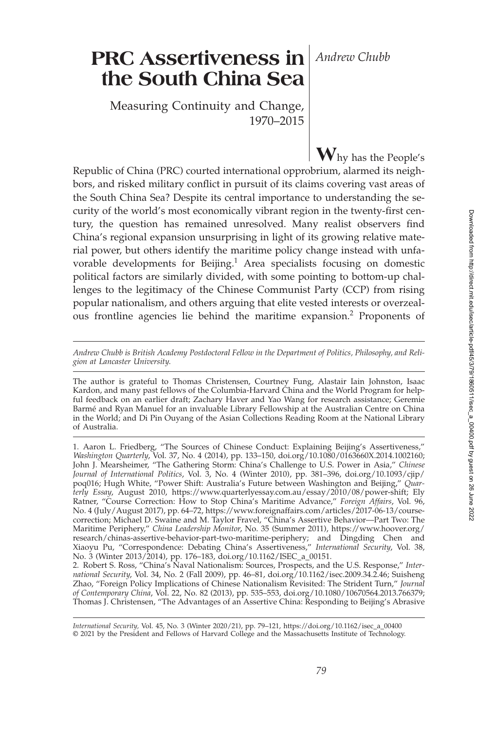# PRC Assertiveness in the South China Sea

## Measuring Continuity and Change, 1970–2015

*Andrew Chubb*

**W**hy has the People's Republic of China (PRC) courted international opprobrium, alarmed its neighbors, and risked military conflict in pursuit of its claims covering vast areas of the South China Sea? Despite its central importance to understanding the security of the world's most economically vibrant region in the twenty-first century, the question has remained unresolved. Many realist observers find China's regional expansion unsurprising in light of its growing relative material power, but others identify the maritime policy change instead with unfavorable developments for Beijing.[1] Area specialists focusing on domestic political factors are similarly divided, with some pointing to bottom-up challenges to the legitimacy of the Chinese Communist Party (CCP) from rising popular nationalism, and others arguing that elite vested interests or overzealous frontline agencies lie behind the maritime expansion.[2] Proponents of

---

*Andrew Chubb is British Academy Postdoctoral Fellow in the Department of Politics, Philosophy, and Religion at Lancaster University.*

The author is grateful to Thomas Christensen, Courtney Fung, Alastair Iain Johnston, Isaac Kardon, and many past fellows of the Columbia-Harvard China and the World Program for helpful feedback on an earlier draft; Zachary Haver and Yao Wang for research assistance; Geremie Barmé and Ryan Manuel for an invaluable Library Fellowship at the Australian Centre on China in the World; and Di Pin Ouyang of the Asian Collections Reading Room at the National Library of Australia.

---

1. Aaron L. Friedberg, "The Sources of Chinese Conduct: Explaining Beijing's Assertiveness," *Washington Quarterly*, Vol. 37, No. 4 (2014), pp. 133–150, doi.org/10.1080/0163660X.2014.1002160; John J. Mearsheimer, "The Gathering Storm: China's Challenge to U.S. Power in Asia," *Chinese Journal of International Politics*, Vol. 3, No. 4 (Winter 2010), pp. 381–396, doi.org/10.1093/cjip/poq016; Hugh White, "Power Shift: Australia's Future between Washington and Beijing," *Quarterly Essay*, August 2010, https://www.quarterlyessay.com.au/essay/2010/08/power-shift; Ely Ratner, "Course Correction: How to Stop China's Maritime Advance," *Foreign Affairs*, Vol. 96, No. 4 (July/August 2017), pp. 64–72, https://www.foreignaffairs.com/articles/2017-06-13/course-correction; Michael D. Swaine and M. Taylor Fravel, "China's Assertive Behavior—Part Two: The Maritime Periphery," *China Leadership Monitor*, No. 35 (Summer 2011), https://www.hoover.org/research/chinas-assertive-behavior-part-two-maritime-periphery; and Dingding Chen and Xiaoyu Pu, "Correspondence: Debating China's Assertiveness," *International Security*, Vol. 38, No. 3 (Winter 2013/2014), pp. 176–183, doi.org/10.1162/ISEC_a_00151.

2. Robert S. Ross, "China's Naval Nationalism: Sources, Prospects, and the U.S. Response," *International Security*, Vol. 34, No. 2 (Fall 2009), pp. 46–81, doi.org/10.1162/isec.2009.34.2.46; Suisheng Zhao, "Foreign Policy Implications of Chinese Nationalism Revisited: The Strident Turn," *Journal of Contemporary China*, Vol. 22, No. 82 (2013), pp. 535–553, doi.org/10.1080/10670564.2013.766379; Thomas J. Christensen, "The Advantages of an Assertive China: Responding to Beijing's Abrasive

---

*International Security*, Vol. 45, No. 3 (Winter 2020/21), pp. 79–121, https://doi.org/10.1162/isec_a_00400
© 2021 by the President and Fellows of Harvard College and the Massachusetts Institute of Technology.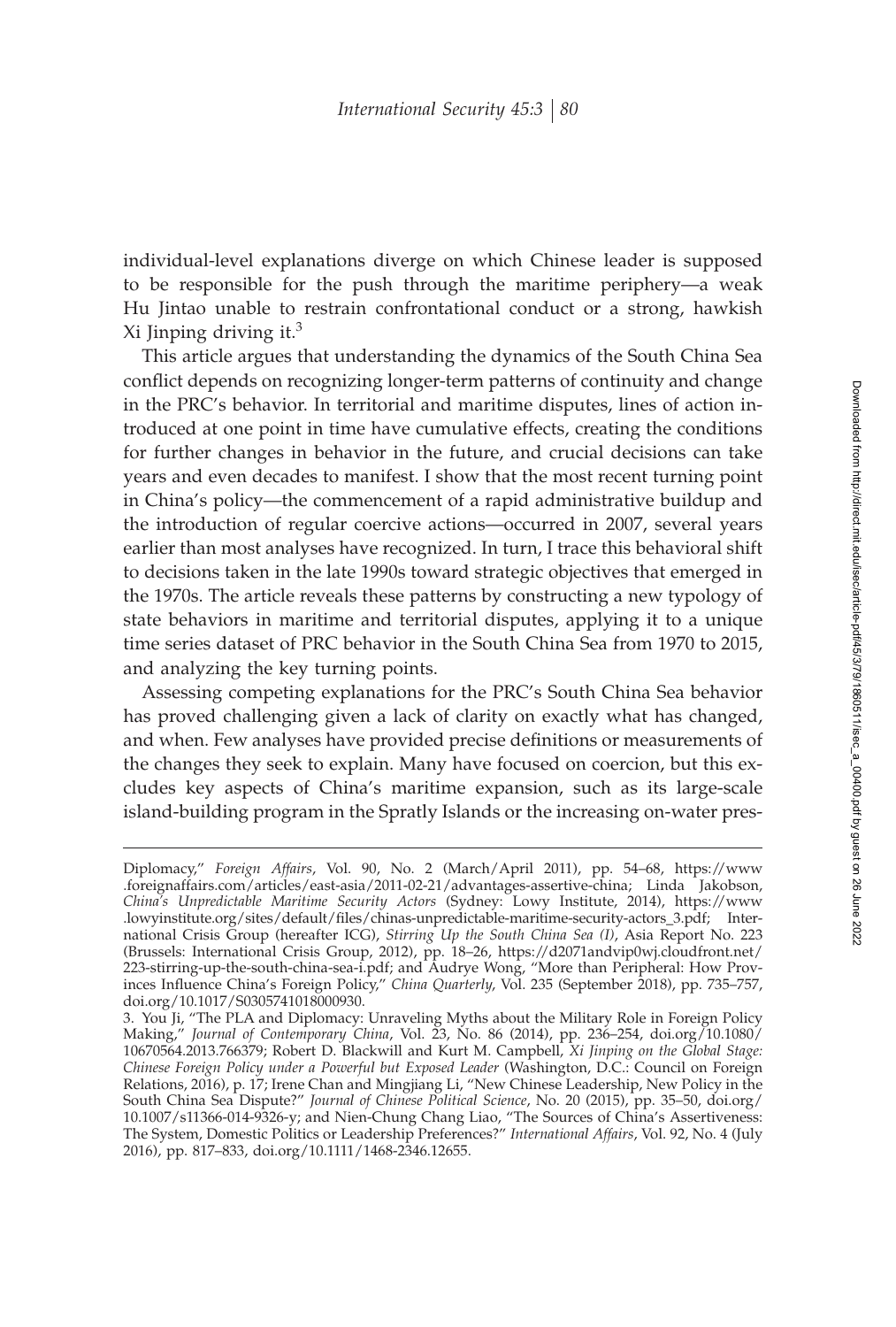individual-level explanations diverge on which Chinese leader is supposed to be responsible for the push through the maritime periphery—a weak Hu Jintao unable to restrain confrontational conduct or a strong, hawkish Xi Jinping driving it.[3]

This article argues that understanding the dynamics of the South China Sea conflict depends on recognizing longer-term patterns of continuity and change in the PRC's behavior. In territorial and maritime disputes, lines of action introduced at one point in time have cumulative effects, creating the conditions for further changes in behavior in the future, and crucial decisions can take years and even decades to manifest. I show that the most recent turning point in China's policy—the commencement of a rapid administrative buildup and the introduction of regular coercive actions—occurred in 2007, several years earlier than most analyses have recognized. In turn, I trace this behavioral shift to decisions taken in the late 1990s toward strategic objectives that emerged in the 1970s. The article reveals these patterns by constructing a new typology of state behaviors in maritime and territorial disputes, applying it to a unique time series dataset of PRC behavior in the South China Sea from 1970 to 2015, and analyzing the key turning points.

Assessing competing explanations for the PRC's South China Sea behavior has proved challenging given a lack of clarity on exactly what has changed, and when. Few analyses have provided precise definitions or measurements of the changes they seek to explain. Many have focused on coercion, but this excludes key aspects of China's maritime expansion, such as its large-scale island-building program in the Spratly Islands or the increasing on-water pres-

---

Diplomacy," *Foreign Affairs*, Vol. 90, No. 2 (March/April 2011), pp. 54–68, https://www.foreignaffairs.com/articles/east-asia/2011-02-21/advantages-assertive-china; Linda Jakobson, *China's Unpredictable Maritime Security Actors* (Sydney: Lowy Institute, 2014), https://www.lowyinstitute.org/sites/default/files/chinas-unpredictable-maritime-security-actors_3.pdf; International Crisis Group (hereafter ICG), *Stirring Up the South China Sea (I)*, Asia Report No. 223 (Brussels: International Crisis Group, 2012), pp. 18–26, https://d2071andvip0wj.cloudfront.net/223-stirring-up-the-south-china-sea-i.pdf; and Audrye Wong, "More than Peripheral: How Provinces Influence China's Foreign Policy," *China Quarterly*, Vol. 235 (September 2018), pp. 735–757, doi.org/10.1017/S0305741018000930.

3. You Ji, "The PLA and Diplomacy: Unraveling Myths about the Military Role in Foreign Policy Making," *Journal of Contemporary China*, Vol. 23, No. 86 (2014), pp. 236–254, doi.org/10.1080/10670564.2013.766379; Robert D. Blackwill and Kurt M. Campbell, *Xi Jinping on the Global Stage: Chinese Foreign Policy under a Powerful but Exposed Leader* (Washington, D.C.: Council on Foreign Relations, 2016), p. 17; Irene Chan and Mingjiang Li, "New Chinese Leadership, New Policy in the South China Sea Dispute?" *Journal of Chinese Political Science*, No. 20 (2015), pp. 35–50, doi.org/10.1007/s11366-014-9326-y; and Nien-Chung Chang Liao, "The Sources of China's Assertiveness: The System, Domestic Politics or Leadership Preferences?" *International Affairs*, Vol. 92, No. 4 (July 2016), pp. 817–833, doi.org/10.1111/1468-2346.12655.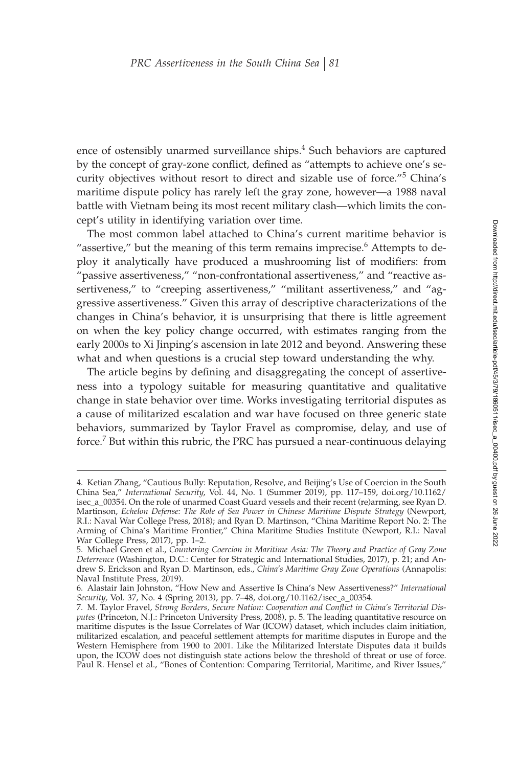ence of ostensibly unarmed surveillance ships.[4] Such behaviors are captured by the concept of gray-zone conflict, defined as "attempts to achieve one's security objectives without resort to direct and sizable use of force."[5] China's maritime dispute policy has rarely left the gray zone, however—a 1988 naval battle with Vietnam being its most recent military clash—which limits the concept's utility in identifying variation over time.

The most common label attached to China's current maritime behavior is "assertive," but the meaning of this term remains imprecise.[6] Attempts to deploy it analytically have produced a mushrooming list of modifiers: from "passive assertiveness," "non-confrontational assertiveness," and "reactive assertiveness," to "creeping assertiveness," "militant assertiveness," and "aggressive assertiveness." Given this array of descriptive characterizations of the changes in China's behavior, it is unsurprising that there is little agreement on when the key policy change occurred, with estimates ranging from the early 2000s to Xi Jinping's ascension in late 2012 and beyond. Answering these what and when questions is a crucial step toward understanding the why.

The article begins by defining and disaggregating the concept of assertiveness into a typology suitable for measuring quantitative and qualitative change in state behavior over time. Works investigating territorial disputes as a cause of militarized escalation and war have focused on three generic state behaviors, summarized by Taylor Fravel as compromise, delay, and use of force.[7] But within this rubric, the PRC has pursued a near-continuous delaying

---

4. Ketian Zhang, "Cautious Bully: Reputation, Resolve, and Beijing's Use of Coercion in the South China Sea," *International Security*, Vol. 44, No. 1 (Summer 2019), pp. 117–159, doi.org/10.1162/isec_a_00354. On the role of unarmed Coast Guard vessels and their recent (re)arming, see Ryan D. Martinson, *Echelon Defense: The Role of Sea Power in Chinese Maritime Dispute Strategy* (Newport, R.I.: Naval War College Press, 2018); and Ryan D. Martinson, "China Maritime Report No. 2: The Arming of China's Maritime Frontier," China Maritime Studies Institute (Newport, R.I.: Naval War College Press, 2017), pp. 1–2.

5. Michael Green et al., *Countering Coercion in Maritime Asia: The Theory and Practice of Gray Zone Deterrence* (Washington, D.C.: Center for Strategic and International Studies, 2017), p. 21; and Andrew S. Erickson and Ryan D. Martinson, eds., *China's Maritime Gray Zone Operations* (Annapolis: Naval Institute Press, 2019).

6. Alastair Iain Johnston, "How New and Assertive Is China's New Assertiveness?" *International Security*, Vol. 37, No. 4 (Spring 2013), pp. 7–48, doi.org/10.1162/isec_a_00354.

7. M. Taylor Fravel, *Strong Borders, Secure Nation: Cooperation and Conflict in China's Territorial Disputes* (Princeton, N.J.: Princeton University Press, 2008), p. 5. The leading quantitative resource on maritime disputes is the Issue Correlates of War (ICOW) dataset, which includes claim initiation, militarized escalation, and peaceful settlement attempts for maritime disputes in Europe and the Western Hemisphere from 1900 to 2001. Like the Militarized Interstate Disputes data it builds upon, the ICOW does not distinguish state actions below the threshold of threat or use of force. Paul R. Hensel et al., "Bones of Contention: Comparing Territorial, Maritime, and River Issues,"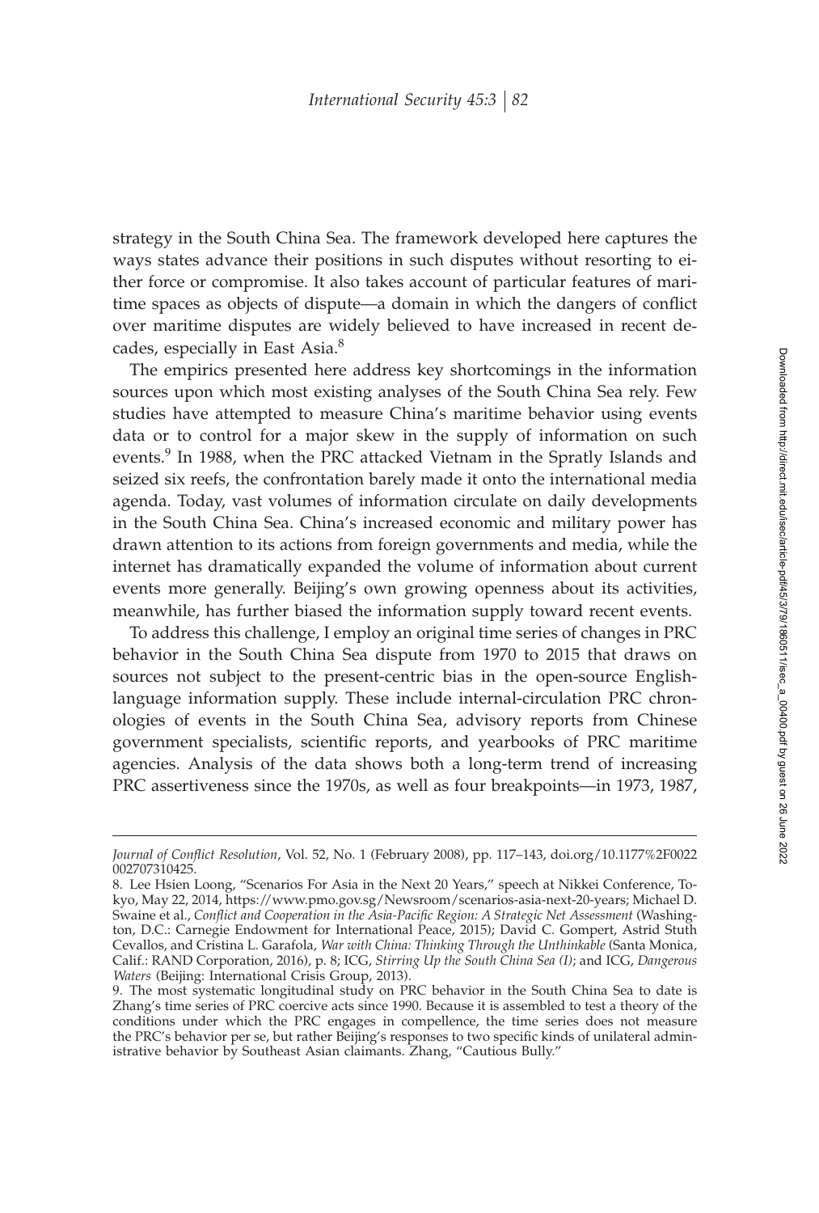strategy in the South China Sea. The framework developed here captures the ways states advance their positions in such disputes without resorting to either force or compromise. It also takes account of particular features of maritime spaces as objects of dispute—a domain in which the dangers of conflict over maritime disputes are widely believed to have increased in recent decades, especially in East Asia.[8]

The empirics presented here address key shortcomings in the information sources upon which most existing analyses of the South China Sea rely. Few studies have attempted to measure China's maritime behavior using events data or to control for a major skew in the supply of information on such events.[9] In 1988, when the PRC attacked Vietnam in the Spratly Islands and seized six reefs, the confrontation barely made it onto the international media agenda. Today, vast volumes of information circulate on daily developments in the South China Sea. China's increased economic and military power has drawn attention to its actions from foreign governments and media, while the internet has dramatically expanded the volume of information about current events more generally. Beijing's own growing openness about its activities, meanwhile, has further biased the information supply toward recent events.

To address this challenge, I employ an original time series of changes in PRC behavior in the South China Sea dispute from 1970 to 2015 that draws on sources not subject to the present-centric bias in the open-source English-language information supply. These include internal-circulation PRC chronologies of events in the South China Sea, advisory reports from Chinese government specialists, scientific reports, and yearbooks of PRC maritime agencies. Analysis of the data shows both a long-term trend of increasing PRC assertiveness since the 1970s, as well as four breakpoints—in 1973, 1987,

---

*Journal of Conflict Resolution*, Vol. 52, No. 1 (February 2008), pp. 117–143, doi.org/10.1177%2F0022002707310425.

8. Lee Hsien Loong, "Scenarios For Asia in the Next 20 Years," speech at Nikkei Conference, Tokyo, May 22, 2014, https://www.pmo.gov.sg/Newsroom/scenarios-asia-next-20-years; Michael D. Swaine et al., *Conflict and Cooperation in the Asia-Pacific Region: A Strategic Net Assessment* (Washington, D.C.: Carnegie Endowment for International Peace, 2015); David C. Gompert, Astrid Stuth Cevallos, and Cristina L. Garafola, *War with China: Thinking Through the Unthinkable* (Santa Monica, Calif.: RAND Corporation, 2016), p. 8; ICG, *Stirring Up the South China Sea (I)*; and ICG, *Dangerous Waters* (Beijing: International Crisis Group, 2013).

9. The most systematic longitudinal study on PRC behavior in the South China Sea to date is Zhang's time series of PRC coercive acts since 1990. Because it is assembled to test a theory of the conditions under which the PRC engages in compellence, the time series does not measure the PRC's behavior per se, but rather Beijing's responses to two specific kinds of unilateral administrative behavior by Southeast Asian claimants. Zhang, "Cautious Bully."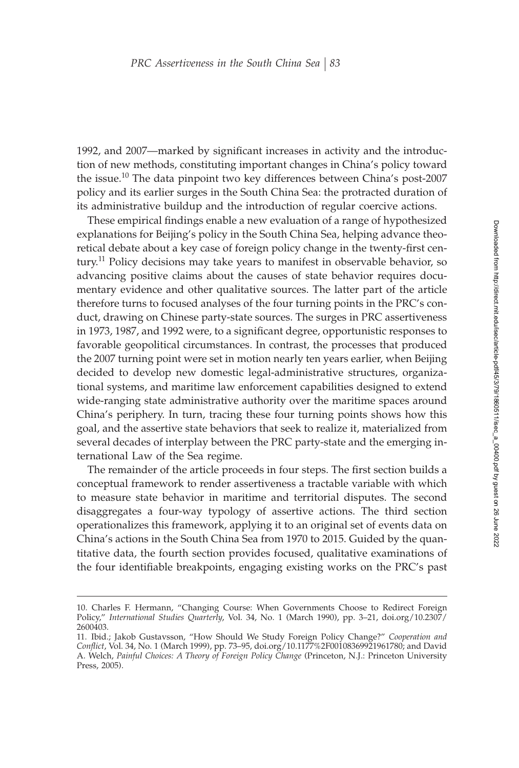1992, and 2007—marked by significant increases in activity and the introduction of new methods, constituting important changes in China's policy toward the issue.[10] The data pinpoint two key differences between China's post-2007 policy and its earlier surges in the South China Sea: the protracted duration of its administrative buildup and the introduction of regular coercive actions.

These empirical findings enable a new evaluation of a range of hypothesized explanations for Beijing's policy in the South China Sea, helping advance theoretical debate about a key case of foreign policy change in the twenty-first century.[11] Policy decisions may take years to manifest in observable behavior, so advancing positive claims about the causes of state behavior requires documentary evidence and other qualitative sources. The latter part of the article therefore turns to focused analyses of the four turning points in the PRC's conduct, drawing on Chinese party-state sources. The surges in PRC assertiveness in 1973, 1987, and 1992 were, to a significant degree, opportunistic responses to favorable geopolitical circumstances. In contrast, the processes that produced the 2007 turning point were set in motion nearly ten years earlier, when Beijing decided to develop new domestic legal-administrative structures, organizational systems, and maritime law enforcement capabilities designed to extend wide-ranging state administrative authority over the maritime spaces around China's periphery. In turn, tracing these four turning points shows how this goal, and the assertive state behaviors that seek to realize it, materialized from several decades of interplay between the PRC party-state and the emerging international Law of the Sea regime.

The remainder of the article proceeds in four steps. The first section builds a conceptual framework to render assertiveness a tractable variable with which to measure state behavior in maritime and territorial disputes. The second disaggregates a four-way typology of assertive actions. The third section operationalizes this framework, applying it to an original set of events data on China's actions in the South China Sea from 1970 to 2015. Guided by the quantitative data, the fourth section provides focused, qualitative examinations of the four identifiable breakpoints, engaging existing works on the PRC's past

10. Charles F. Hermann, "Changing Course: When Governments Choose to Redirect Foreign Policy," *International Studies Quarterly*, Vol. 34, No. 1 (March 1990), pp. 3–21, doi.org/10.2307/2600403.

11. Ibid.; Jakob Gustavsson, "How Should We Study Foreign Policy Change?" *Cooperation and Conflict*, Vol. 34, No. 1 (March 1999), pp. 73–95, doi.org/10.1177%2F00108369921961780; and David A. Welch, *Painful Choices: A Theory of Foreign Policy Change* (Princeton, N.J.: Princeton University Press, 2005).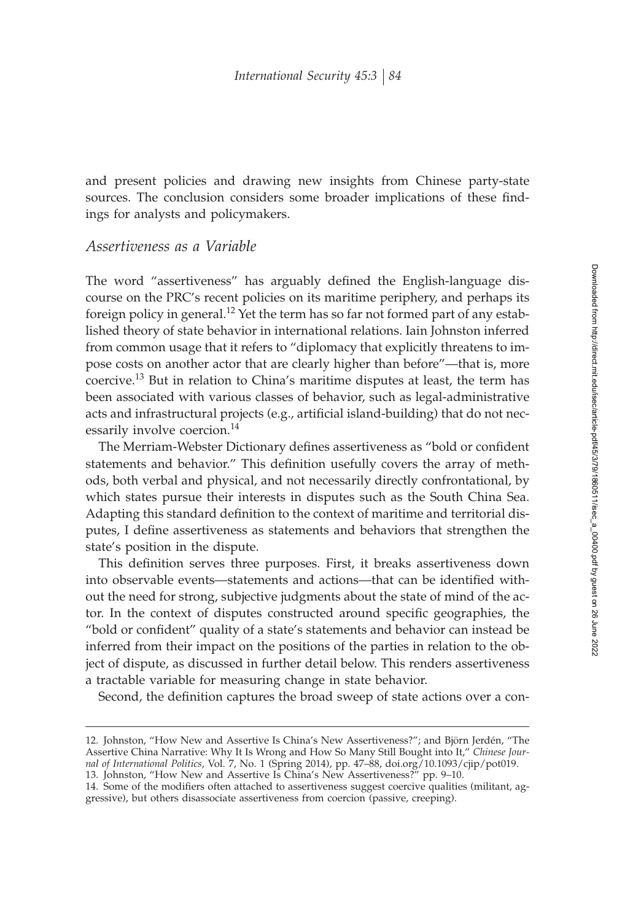and present policies and drawing new insights from Chinese party-state sources. The conclusion considers some broader implications of these findings for analysts and policymakers.

## *Assertiveness as a Variable*

The word "assertiveness" has arguably defined the English-language discourse on the PRC's recent policies on its maritime periphery, and perhaps its foreign policy in general.[12] Yet the term has so far not formed part of any established theory of state behavior in international relations. Iain Johnston inferred from common usage that it refers to "diplomacy that explicitly threatens to impose costs on another actor that are clearly higher than before"—that is, more coercive.[13] But in relation to China's maritime disputes at least, the term has been associated with various classes of behavior, such as legal-administrative acts and infrastructural projects (e.g., artificial island-building) that do not necessarily involve coercion.[14]

The Merriam-Webster Dictionary defines assertiveness as "bold or confident statements and behavior." This definition usefully covers the array of methods, both verbal and physical, and not necessarily directly confrontational, by which states pursue their interests in disputes such as the South China Sea. Adapting this standard definition to the context of maritime and territorial disputes, I define assertiveness as statements and behaviors that strengthen the state's position in the dispute.

This definition serves three purposes. First, it breaks assertiveness down into observable events—statements and actions—that can be identified without the need for strong, subjective judgments about the state of mind of the actor. In the context of disputes constructed around specific geographies, the "bold or confident" quality of a state's statements and behavior can instead be inferred from their impact on the positions of the parties in relation to the object of dispute, as discussed in further detail below. This renders assertiveness a tractable variable for measuring change in state behavior.

Second, the definition captures the broad sweep of state actions over a con-

---

12. Johnston, "How New and Assertive Is China's New Assertiveness?"; and Björn Jerdén, "The Assertive China Narrative: Why It Is Wrong and How So Many Still Bought into It," *Chinese Journal of International Politics*, Vol. 7, No. 1 (Spring 2014), pp. 47–88, doi.org/10.1093/cjip/pot019.
13. Johnston, "How New and Assertive Is China's New Assertiveness?" pp. 9–10.
14. Some of the modifiers often attached to assertiveness suggest coercive qualities (militant, aggressive), but others disassociate assertiveness from coercion (passive, creeping).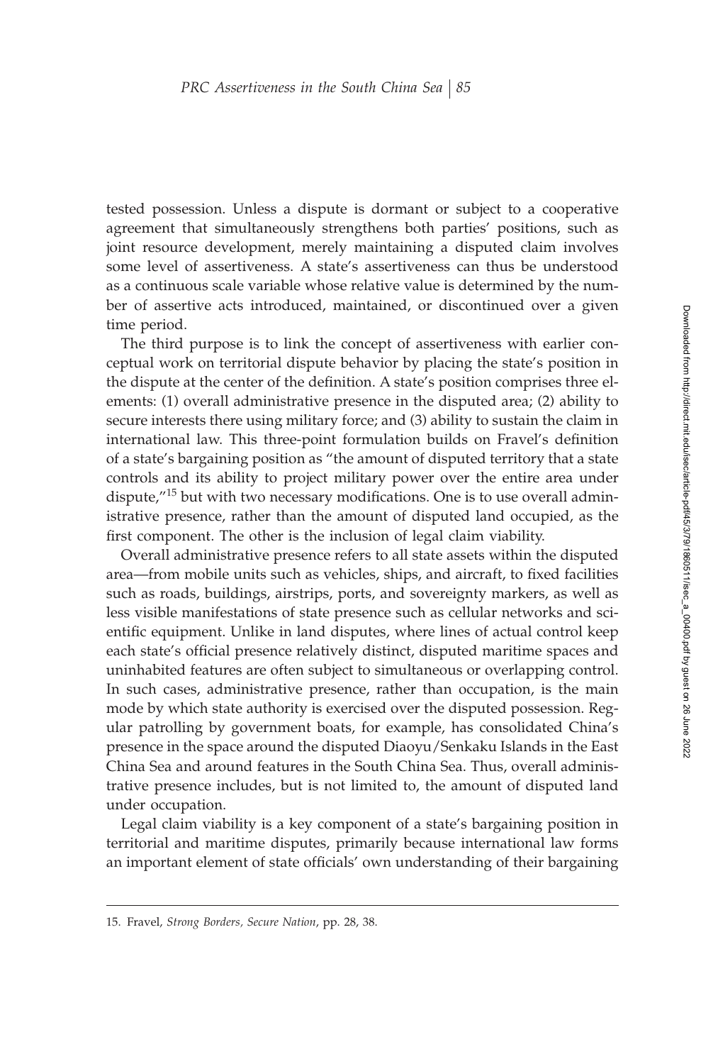tested possession. Unless a dispute is dormant or subject to a cooperative agreement that simultaneously strengthens both parties' positions, such as joint resource development, merely maintaining a disputed claim involves some level of assertiveness. A state's assertiveness can thus be understood as a continuous scale variable whose relative value is determined by the number of assertive acts introduced, maintained, or discontinued over a given time period.

The third purpose is to link the concept of assertiveness with earlier conceptual work on territorial dispute behavior by placing the state's position in the dispute at the center of the definition. A state's position comprises three elements: (1) overall administrative presence in the disputed area; (2) ability to secure interests there using military force; and (3) ability to sustain the claim in international law. This three-point formulation builds on Fravel's definition of a state's bargaining position as "the amount of disputed territory that a state controls and its ability to project military power over the entire area under dispute,"[15] but with two necessary modifications. One is to use overall administrative presence, rather than the amount of disputed land occupied, as the first component. The other is the inclusion of legal claim viability.

Overall administrative presence refers to all state assets within the disputed area—from mobile units such as vehicles, ships, and aircraft, to fixed facilities such as roads, buildings, airstrips, ports, and sovereignty markers, as well as less visible manifestations of state presence such as cellular networks and scientific equipment. Unlike in land disputes, where lines of actual control keep each state's official presence relatively distinct, disputed maritime spaces and uninhabited features are often subject to simultaneous or overlapping control. In such cases, administrative presence, rather than occupation, is the main mode by which state authority is exercised over the disputed possession. Regular patrolling by government boats, for example, has consolidated China's presence in the space around the disputed Diaoyu/Senkaku Islands in the East China Sea and around features in the South China Sea. Thus, overall administrative presence includes, but is not limited to, the amount of disputed land under occupation.

Legal claim viability is a key component of a state's bargaining position in territorial and maritime disputes, primarily because international law forms an important element of state officials' own understanding of their bargaining

15. Fravel, *Strong Borders, Secure Nation*, pp. 28, 38.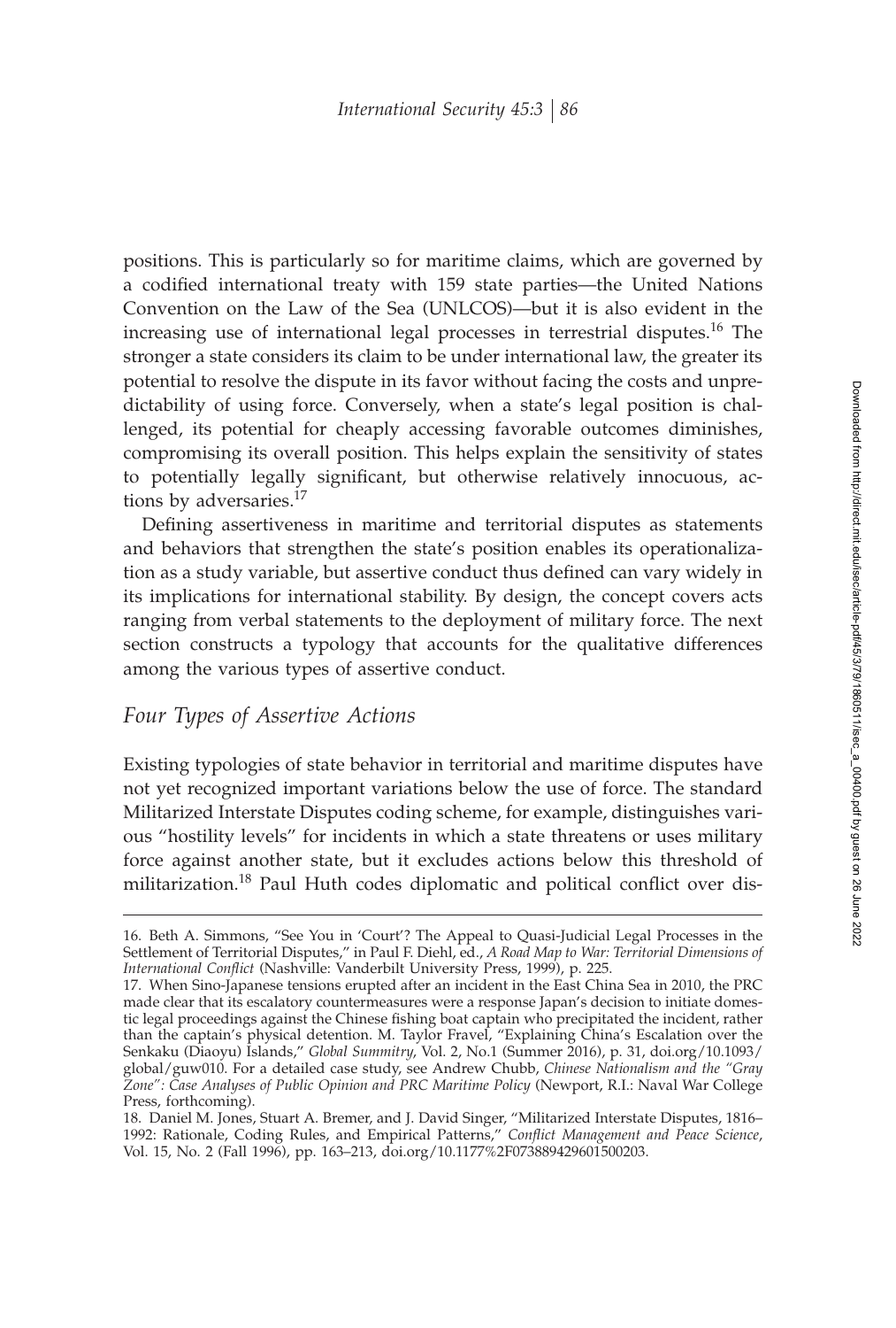positions. This is particularly so for maritime claims, which are governed by a codified international treaty with 159 state parties—the United Nations Convention on the Law of the Sea (UNLCOS)—but it is also evident in the increasing use of international legal processes in terrestrial disputes.[16] The stronger a state considers its claim to be under international law, the greater its potential to resolve the dispute in its favor without facing the costs and unpredictability of using force. Conversely, when a state's legal position is challenged, its potential for cheaply accessing favorable outcomes diminishes, compromising its overall position. This helps explain the sensitivity of states to potentially legally significant, but otherwise relatively innocuous, actions by adversaries.[17]

Defining assertiveness in maritime and territorial disputes as statements and behaviors that strengthen the state's position enables its operationalization as a study variable, but assertive conduct thus defined can vary widely in its implications for international stability. By design, the concept covers acts ranging from verbal statements to the deployment of military force. The next section constructs a typology that accounts for the qualitative differences among the various types of assertive conduct.

## *Four Types of Assertive Actions*

Existing typologies of state behavior in territorial and maritime disputes have not yet recognized important variations below the use of force. The standard Militarized Interstate Disputes coding scheme, for example, distinguishes various "hostility levels" for incidents in which a state threatens or uses military force against another state, but it excludes actions below this threshold of militarization.[18] Paul Huth codes diplomatic and political conflict over dis-

---

16. Beth A. Simmons, "See You in 'Court'? The Appeal to Quasi-Judicial Legal Processes in the Settlement of Territorial Disputes," in Paul F. Diehl, ed., *A Road Map to War: Territorial Dimensions of International Conflict* (Nashville: Vanderbilt University Press, 1999), p. 225.

17. When Sino-Japanese tensions erupted after an incident in the East China Sea in 2010, the PRC made clear that its escalatory countermeasures were a response Japan's decision to initiate domestic legal proceedings against the Chinese fishing boat captain who precipitated the incident, rather than the captain's physical detention. M. Taylor Fravel, "Explaining China's Escalation over the Senkaku (Diaoyu) Islands," *Global Summitry*, Vol. 2, No.1 (Summer 2016), p. 31, doi.org/10.1093/global/guw010. For a detailed case study, see Andrew Chubb, *Chinese Nationalism and the "Gray Zone": Case Analyses of Public Opinion and PRC Maritime Policy* (Newport, R.I.: Naval War College Press, forthcoming).

18. Daniel M. Jones, Stuart A. Bremer, and J. David Singer, "Militarized Interstate Disputes, 1816–1992: Rationale, Coding Rules, and Empirical Patterns," *Conflict Management and Peace Science*, Vol. 15, No. 2 (Fall 1996), pp. 163–213, doi.org/10.1177%2F073889429601500203.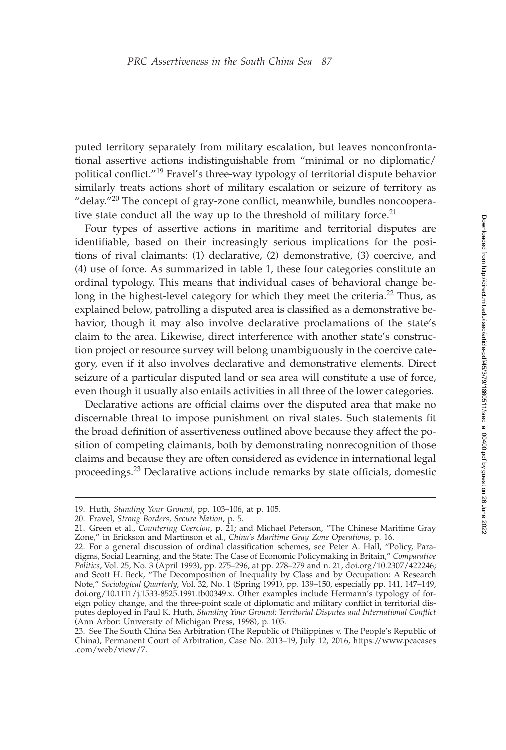puted territory separately from military escalation, but leaves nonconfrontational assertive actions indistinguishable from "minimal or no diplomatic/political conflict."[19] Fravel's three-way typology of territorial dispute behavior similarly treats actions short of military escalation or seizure of territory as "delay."[20] The concept of gray-zone conflict, meanwhile, bundles noncooperative state conduct all the way up to the threshold of military force.[21]

Four types of assertive actions in maritime and territorial disputes are identifiable, based on their increasingly serious implications for the positions of rival claimants: (1) declarative, (2) demonstrative, (3) coercive, and (4) use of force. As summarized in table 1, these four categories constitute an ordinal typology. This means that individual cases of behavioral change belong in the highest-level category for which they meet the criteria.[22] Thus, as explained below, patrolling a disputed area is classified as a demonstrative behavior, though it may also involve declarative proclamations of the state's claim to the area. Likewise, direct interference with another state's construction project or resource survey will belong unambiguously in the coercive category, even if it also involves declarative and demonstrative elements. Direct seizure of a particular disputed land or sea area will constitute a use of force, even though it usually also entails activities in all three of the lower categories.

Declarative actions are official claims over the disputed area that make no discernable threat to impose punishment on rival states. Such statements fit the broad definition of assertiveness outlined above because they affect the position of competing claimants, both by demonstrating nonrecognition of those claims and because they are often considered as evidence in international legal proceedings.[23] Declarative actions include remarks by state officials, domestic

---

19. Huth, *Standing Your Ground*, pp. 103–106, at p. 105.

20. Fravel, *Strong Borders, Secure Nation*, p. 5.

21. Green et al., *Countering Coercion*, p. 21; and Michael Peterson, "The Chinese Maritime Gray Zone," in Erickson and Martinson et al., *China's Maritime Gray Zone Operations*, p. 16.

22. For a general discussion of ordinal classification schemes, see Peter A. Hall, "Policy, Paradigms, Social Learning, and the State: The Case of Economic Policymaking in Britain," *Comparative Politics*, Vol. 25, No. 3 (April 1993), pp. 275–296, at pp. 278–279 and n. 21, doi.org/10.2307/422246; and Scott H. Beck, "The Decomposition of Inequality by Class and by Occupation: A Research Note," *Sociological Quarterly*, Vol. 32, No. 1 (Spring 1991), pp. 139–150, especially pp. 141, 147–149, doi.org/10.1111/j.1533-8525.1991.tb00349.x. Other examples include Hermann's typology of foreign policy change, and the three-point scale of diplomatic and military conflict in territorial disputes deployed in Paul K. Huth, *Standing Your Ground: Territorial Disputes and International Conflict* (Ann Arbor: University of Michigan Press, 1998), p. 105.

23. See The South China Sea Arbitration (The Republic of Philippines v. The People's Republic of China), Permanent Court of Arbitration, Case No. 2013–19, July 12, 2016, https://www.pcacases.com/web/view/7.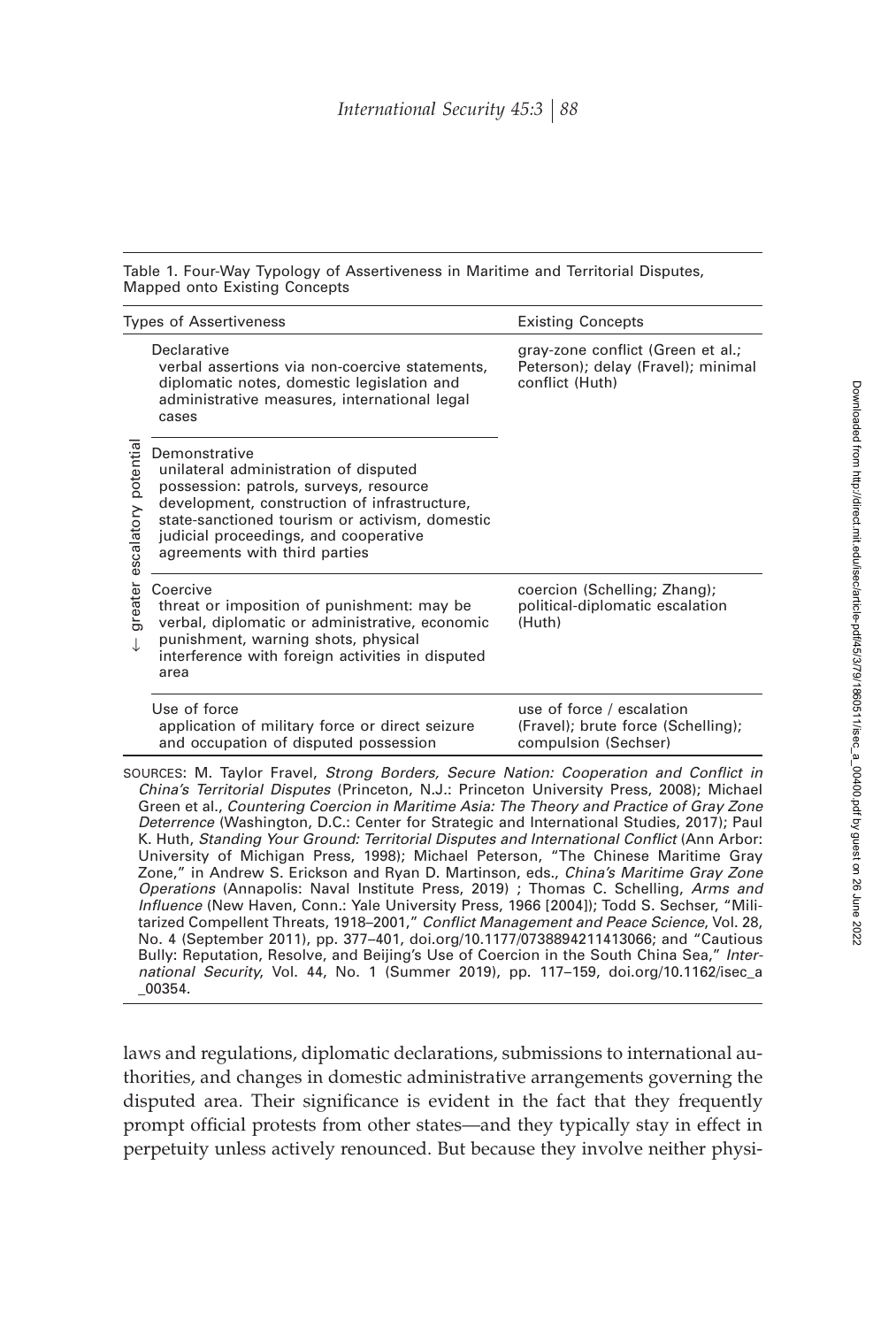Table 1. Four-Way Typology of Assertiveness in Maritime and Territorial Disputes, Mapped onto Existing Concepts

| | Types of Assertiveness | Existing Concepts |
|---|---|---|
| ↓ greater escalatory potential | Declarative<br>verbal assertions via non-coercive statements, diplomatic notes, domestic legislation and administrative measures, international legal cases | gray-zone conflict (Green et al.; Peterson); delay (Fravel); minimal conflict (Huth) |
| | Demonstrative<br>unilateral administration of disputed possession: patrols, surveys, resource development, construction of infrastructure, state-sanctioned tourism or activism, domestic judicial proceedings, and cooperative agreements with third parties | |
| | Coercive<br>threat or imposition of punishment: may be verbal, diplomatic or administrative, economic punishment, warning shots, physical interference with foreign activities in disputed area | coercion (Schelling; Zhang); political-diplomatic escalation (Huth) |
| | Use of force<br>application of military force or direct seizure and occupation of disputed possession | use of force / escalation (Fravel); brute force (Schelling); compulsion (Sechser) |

SOURCES: M. Taylor Fravel, *Strong Borders, Secure Nation: Cooperation and Conflict in China's Territorial Disputes* (Princeton, N.J.: Princeton University Press, 2008); Michael Green et al., *Countering Coercion in Maritime Asia: The Theory and Practice of Gray Zone Deterrence* (Washington, D.C.: Center for Strategic and International Studies, 2017); Paul K. Huth, *Standing Your Ground: Territorial Disputes and International Conflict* (Ann Arbor: University of Michigan Press, 1998); Michael Peterson, "The Chinese Maritime Gray Zone," in Andrew S. Erickson and Ryan D. Martinson, eds., *China's Maritime Gray Zone Operations* (Annapolis: Naval Institute Press, 2019) ; Thomas C. Schelling, *Arms and Influence* (New Haven, Conn.: Yale University Press, 1966 [2004]); Todd S. Sechser, "Militarized Compellent Threats, 1918–2001," *Conflict Management and Peace Science*, Vol. 28, No. 4 (September 2011), pp. 377–401, doi.org/10.1177/0738894211413066; and "Cautious Bully: Reputation, Resolve, and Beijing's Use of Coercion in the South China Sea," *International Security*, Vol. 44, No. 1 (Summer 2019), pp. 117–159, doi.org/10.1162/isec_a_00354.

laws and regulations, diplomatic declarations, submissions to international authorities, and changes in domestic administrative arrangements governing the disputed area. Their significance is evident in the fact that they frequently prompt official protests from other states—and they typically stay in effect in perpetuity unless actively renounced. But because they involve neither physi-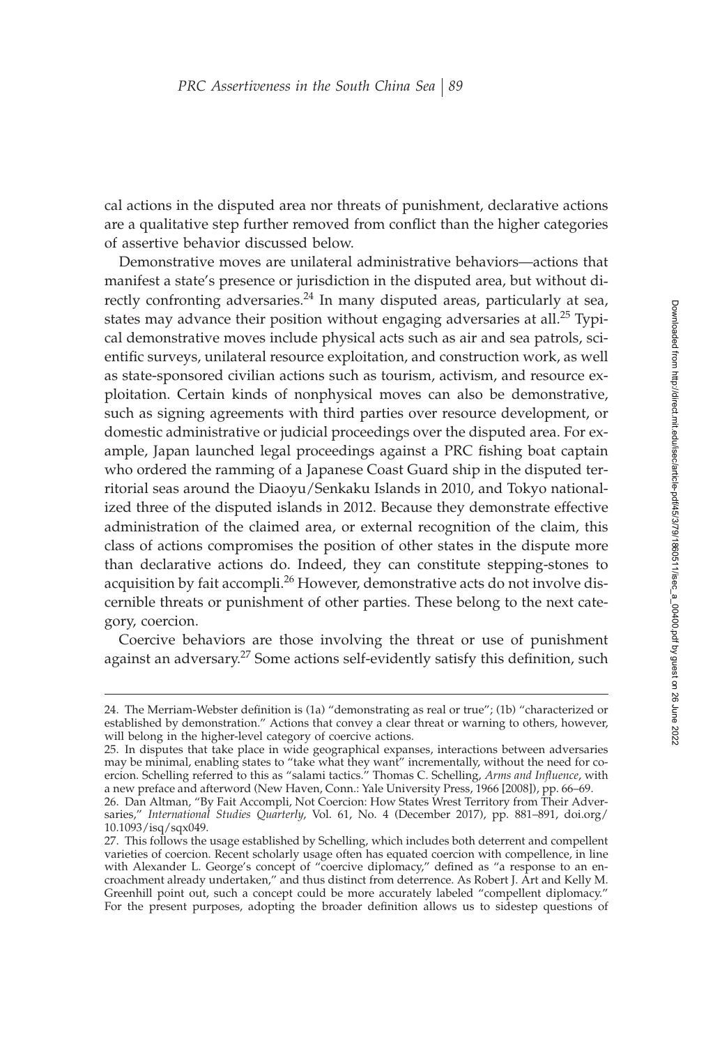cal actions in the disputed area nor threats of punishment, declarative actions are a qualitative step further removed from conflict than the higher categories of assertive behavior discussed below.

Demonstrative moves are unilateral administrative behaviors—actions that manifest a state's presence or jurisdiction in the disputed area, but without directly confronting adversaries.[24] In many disputed areas, particularly at sea, states may advance their position without engaging adversaries at all.[25] Typical demonstrative moves include physical acts such as air and sea patrols, scientific surveys, unilateral resource exploitation, and construction work, as well as state-sponsored civilian actions such as tourism, activism, and resource exploitation. Certain kinds of nonphysical moves can also be demonstrative, such as signing agreements with third parties over resource development, or domestic administrative or judicial proceedings over the disputed area. For example, Japan launched legal proceedings against a PRC fishing boat captain who ordered the ramming of a Japanese Coast Guard ship in the disputed territorial seas around the Diaoyu/Senkaku Islands in 2010, and Tokyo nationalized three of the disputed islands in 2012. Because they demonstrate effective administration of the claimed area, or external recognition of the claim, this class of actions compromises the position of other states in the dispute more than declarative actions do. Indeed, they can constitute stepping-stones to acquisition by fait accompli.[26] However, demonstrative acts do not involve discernible threats or punishment of other parties. These belong to the next category, coercion.

Coercive behaviors are those involving the threat or use of punishment against an adversary.[27] Some actions self-evidently satisfy this definition, such

---

24. The Merriam-Webster definition is (1a) "demonstrating as real or true"; (1b) "characterized or established by demonstration." Actions that convey a clear threat or warning to others, however, will belong in the higher-level category of coercive actions.

25. In disputes that take place in wide geographical expanses, interactions between adversaries may be minimal, enabling states to "take what they want" incrementally, without the need for coercion. Schelling referred to this as "salami tactics." Thomas C. Schelling, *Arms and Influence*, with a new preface and afterword (New Haven, Conn.: Yale University Press, 1966 [2008]), pp. 66–69.

26. Dan Altman, "By Fait Accompli, Not Coercion: How States Wrest Territory from Their Adversaries," *International Studies Quarterly*, Vol. 61, No. 4 (December 2017), pp. 881–891, doi.org/10.1093/isq/sqx049.

27. This follows the usage established by Schelling, which includes both deterrent and compellent varieties of coercion. Recent scholarly usage often has equated coercion with compellence, in line with Alexander L. George's concept of "coercive diplomacy," defined as "a response to an encroachment already undertaken," and thus distinct from deterrence. As Robert J. Art and Kelly M. Greenhill point out, such a concept could be more accurately labeled "compellent diplomacy." For the present purposes, adopting the broader definition allows us to sidestep questions of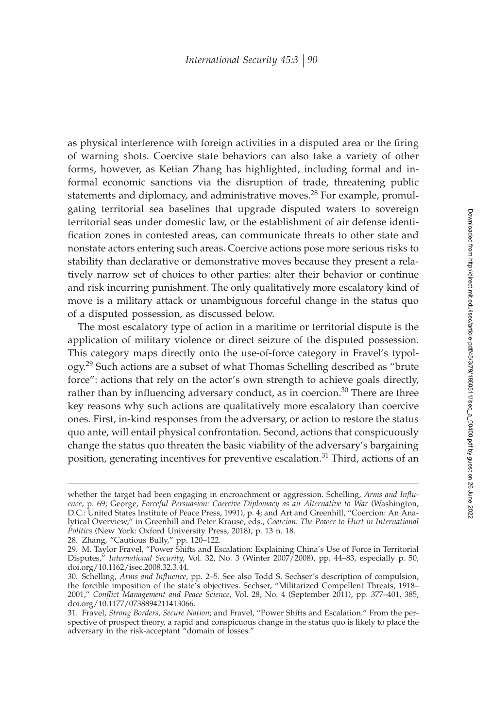as physical interference with foreign activities in a disputed area or the firing of warning shots. Coercive state behaviors can also take a variety of other forms, however, as Ketian Zhang has highlighted, including formal and informal economic sanctions via the disruption of trade, threatening public statements and diplomacy, and administrative moves.[28] For example, promulgating territorial sea baselines that upgrade disputed waters to sovereign territorial seas under domestic law, or the establishment of air defense identification zones in contested areas, can communicate threats to other state and nonstate actors entering such areas. Coercive actions pose more serious risks to stability than declarative or demonstrative moves because they present a relatively narrow set of choices to other parties: alter their behavior or continue and risk incurring punishment. The only qualitatively more escalatory kind of move is a military attack or unambiguous forceful change in the status quo of a disputed possession, as discussed below.

The most escalatory type of action in a maritime or territorial dispute is the application of military violence or direct seizure of the disputed possession. This category maps directly onto the use-of-force category in Fravel's typology.[29] Such actions are a subset of what Thomas Schelling described as "brute force": actions that rely on the actor's own strength to achieve goals directly, rather than by influencing adversary conduct, as in coercion.[30] There are three key reasons why such actions are qualitatively more escalatory than coercive ones. First, in-kind responses from the adversary, or action to restore the status quo ante, will entail physical confrontation. Second, actions that conspicuously change the status quo threaten the basic viability of the adversary's bargaining position, generating incentives for preventive escalation.[31] Third, actions of an

---

whether the target had been engaging in encroachment or aggression. Schelling, *Arms and Influence*, p. 69; George, *Forceful Persuasion: Coercive Diplomacy as an Alternative to War* (Washington, D.C.: United States Institute of Peace Press, 1991), p. 4; and Art and Greenhill, "Coercion: An Analytical Overview," in Greenhill and Peter Krause, eds., *Coercion: The Power to Hurt in International Politics* (New York: Oxford University Press, 2018), p. 13 n. 18.

28. Zhang, "Cautious Bully," pp. 120–122.

29. M. Taylor Fravel, "Power Shifts and Escalation: Explaining China's Use of Force in Territorial Disputes," *International Security*, Vol. 32, No. 3 (Winter 2007/2008), pp. 44–83, especially p. 50, doi.org/10.1162/isec.2008.32.3.44.

30. Schelling, *Arms and Influence*, pp. 2–5. See also Todd S. Sechser's description of compulsion, the forcible imposition of the state's objectives. Sechser, "Militarized Compellent Threats, 1918–2001," *Conflict Management and Peace Science*, Vol. 28, No. 4 (September 2011), pp. 377–401, 385, doi.org/10.1177/0738894211413066.

31. Fravel, *Strong Borders, Secure Nation*; and Fravel, "Power Shifts and Escalation." From the perspective of prospect theory, a rapid and conspicuous change in the status quo is likely to place the adversary in the risk-acceptant "domain of losses."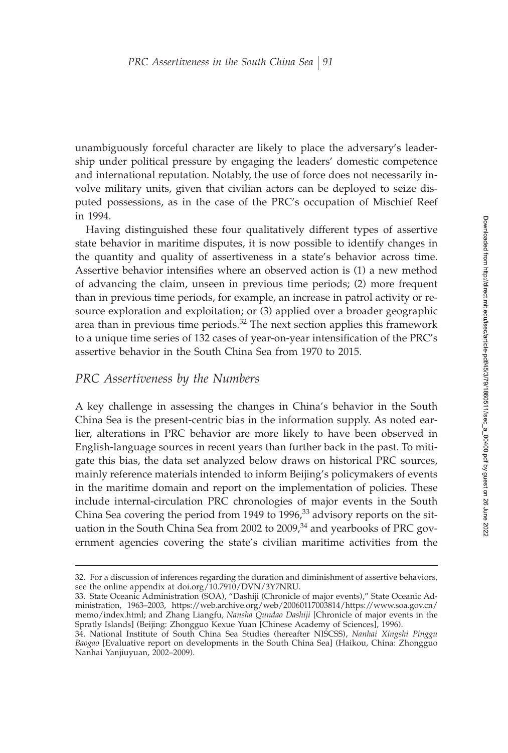unambiguously forceful character are likely to place the adversary's leadership under political pressure by engaging the leaders' domestic competence and international reputation. Notably, the use of force does not necessarily involve military units, given that civilian actors can be deployed to seize disputed possessions, as in the case of the PRC's occupation of Mischief Reef in 1994.

Having distinguished these four qualitatively different types of assertive state behavior in maritime disputes, it is now possible to identify changes in the quantity and quality of assertiveness in a state's behavior across time. Assertive behavior intensifies where an observed action is (1) a new method of advancing the claim, unseen in previous time periods; (2) more frequent than in previous time periods, for example, an increase in patrol activity or resource exploration and exploitation; or (3) applied over a broader geographic area than in previous time periods.[32] The next section applies this framework to a unique time series of 132 cases of year-on-year intensification of the PRC's assertive behavior in the South China Sea from 1970 to 2015.

## *PRC Assertiveness by the Numbers*

A key challenge in assessing the changes in China's behavior in the South China Sea is the present-centric bias in the information supply. As noted earlier, alterations in PRC behavior are more likely to have been observed in English-language sources in recent years than further back in the past. To mitigate this bias, the data set analyzed below draws on historical PRC sources, mainly reference materials intended to inform Beijing's policymakers of events in the maritime domain and report on the implementation of policies. These include internal-circulation PRC chronologies of major events in the South China Sea covering the period from 1949 to 1996,[33] advisory reports on the situation in the South China Sea from 2002 to 2009,[34] and yearbooks of PRC government agencies covering the state's civilian maritime activities from the

---

32. For a discussion of inferences regarding the duration and diminishment of assertive behaviors, see the online appendix at doi.org/10.7910/DVN/3Y7NRU.

33. State Oceanic Administration (SOA), "Dashiji (Chronicle of major events)," State Oceanic Administration, 1963–2003, https://web.archive.org/web/20060117003814/https://www.soa.gov.cn/memo/index.html; and Zhang Liangfu, *Nansha Qundao Dashiji* [Chronicle of major events in the Spratly Islands] (Beijing: Zhongguo Kexue Yuan [Chinese Academy of Sciences], 1996).

34. National Institute of South China Sea Studies (hereafter NISCSS), *Nanhai Xingshi Pinggu Baogao* [Evaluative report on developments in the South China Sea] (Haikou, China: Zhongguo Nanhai Yanjiuyuan, 2002–2009).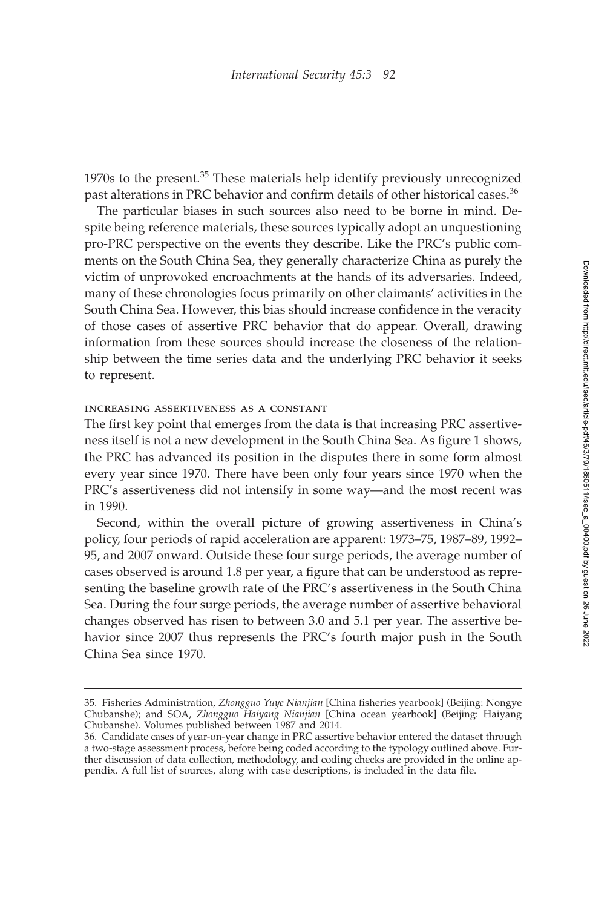1970s to the present.[35] These materials help identify previously unrecognized past alterations in PRC behavior and confirm details of other historical cases.[36]

The particular biases in such sources also need to be borne in mind. Despite being reference materials, these sources typically adopt an unquestioning pro-PRC perspective on the events they describe. Like the PRC's public comments on the South China Sea, they generally characterize China as purely the victim of unprovoked encroachments at the hands of its adversaries. Indeed, many of these chronologies focus primarily on other claimants' activities in the South China Sea. However, this bias should increase confidence in the veracity of those cases of assertive PRC behavior that do appear. Overall, drawing information from these sources should increase the closeness of the relationship between the time series data and the underlying PRC behavior it seeks to represent.

#### increasing assertiveness as a constant

The first key point that emerges from the data is that increasing PRC assertiveness itself is not a new development in the South China Sea. As figure 1 shows, the PRC has advanced its position in the disputes there in some form almost every year since 1970. There have been only four years since 1970 when the PRC's assertiveness did not intensify in some way—and the most recent was in 1990.

Second, within the overall picture of growing assertiveness in China's policy, four periods of rapid acceleration are apparent: 1973–75, 1987–89, 1992–95, and 2007 onward. Outside these four surge periods, the average number of cases observed is around 1.8 per year, a figure that can be understood as representing the baseline growth rate of the PRC's assertiveness in the South China Sea. During the four surge periods, the average number of assertive behavioral changes observed has risen to between 3.0 and 5.1 per year. The assertive behavior since 2007 thus represents the PRC's fourth major push in the South China Sea since 1970.

---

35. Fisheries Administration, *Zhongguo Yuye Nianjian* [China fisheries yearbook] (Beijing: Nongye Chubanshe); and SOA, *Zhongguo Haiyang Nianjian* [China ocean yearbook] (Beijing: Haiyang Chubanshe). Volumes published between 1987 and 2014.

36. Candidate cases of year-on-year change in PRC assertive behavior entered the dataset through a two-stage assessment process, before being coded according to the typology outlined above. Further discussion of data collection, methodology, and coding checks are provided in the online appendix. A full list of sources, along with case descriptions, is included in the data file.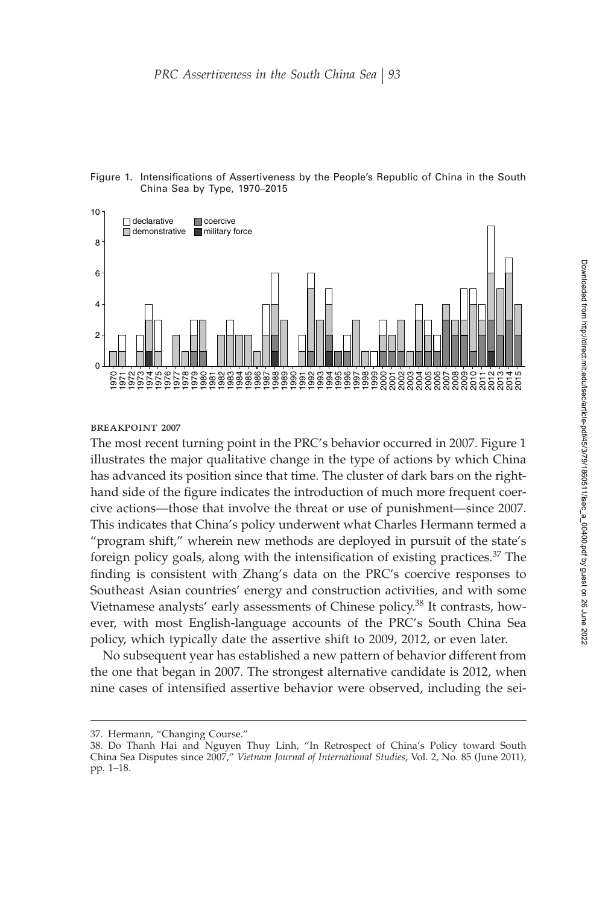Figure 1. Intensifications of Assertiveness by the People's Republic of China in the South China Sea by Type, 1970–2015

### BREAKPOINT 2007

The most recent turning point in the PRC's behavior occurred in 2007. Figure 1 illustrates the major qualitative change in the type of actions by which China has advanced its position since that time. The cluster of dark bars on the right-hand side of the figure indicates the introduction of much more frequent coercive actions—those that involve the threat or use of punishment—since 2007. This indicates that China's policy underwent what Charles Hermann termed a "program shift," wherein new methods are deployed in pursuit of the state's foreign policy goals, along with the intensification of existing practices.[37] The finding is consistent with Zhang's data on the PRC's coercive responses to Southeast Asian countries' energy and construction activities, and with some Vietnamese analysts' early assessments of Chinese policy.[38] It contrasts, however, with most English-language accounts of the PRC's South China Sea policy, which typically date the assertive shift to 2009, 2012, or even later.

No subsequent year has established a new pattern of behavior different from the one that began in 2007. The strongest alternative candidate is 2012, when nine cases of intensified assertive behavior were observed, including the sei-

37. Hermann, "Changing Course."

38. Do Thanh Hai and Nguyen Thuy Linh, "In Retrospect of China's Policy toward South China Sea Disputes since 2007," *Vietnam Journal of International Studies*, Vol. 2, No. 85 (June 2011), pp. 1–18.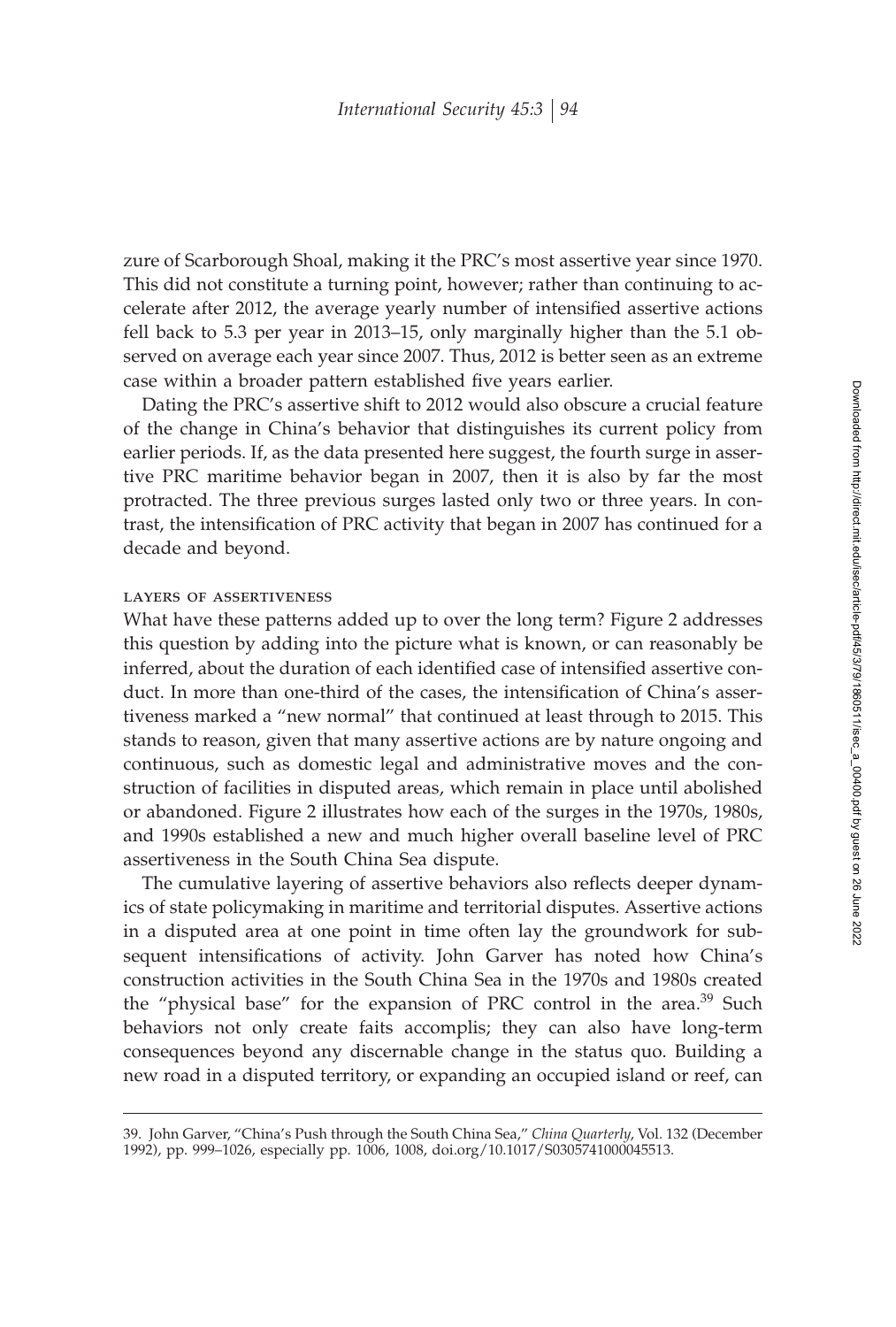zure of Scarborough Shoal, making it the PRC's most assertive year since 1970. This did not constitute a turning point, however; rather than continuing to accelerate after 2012, the average yearly number of intensified assertive actions fell back to 5.3 per year in 2013–15, only marginally higher than the 5.1 observed on average each year since 2007. Thus, 2012 is better seen as an extreme case within a broader pattern established five years earlier.

Dating the PRC's assertive shift to 2012 would also obscure a crucial feature of the change in China's behavior that distinguishes its current policy from earlier periods. If, as the data presented here suggest, the fourth surge in assertive PRC maritime behavior began in 2007, then it is also by far the most protracted. The three previous surges lasted only two or three years. In contrast, the intensification of PRC activity that began in 2007 has continued for a decade and beyond.

### layers of assertiveness

What have these patterns added up to over the long term? Figure 2 addresses this question by adding into the picture what is known, or can reasonably be inferred, about the duration of each identified case of intensified assertive conduct. In more than one-third of the cases, the intensification of China's assertiveness marked a "new normal" that continued at least through to 2015. This stands to reason, given that many assertive actions are by nature ongoing and continuous, such as domestic legal and administrative moves and the construction of facilities in disputed areas, which remain in place until abolished or abandoned. Figure 2 illustrates how each of the surges in the 1970s, 1980s, and 1990s established a new and much higher overall baseline level of PRC assertiveness in the South China Sea dispute.

The cumulative layering of assertive behaviors also reflects deeper dynamics of state policymaking in maritime and territorial disputes. Assertive actions in a disputed area at one point in time often lay the groundwork for subsequent intensifications of activity. John Garver has noted how China's construction activities in the South China Sea in the 1970s and 1980s created the "physical base" for the expansion of PRC control in the area.[39] Such behaviors not only create faits accomplis; they can also have long-term consequences beyond any discernable change in the status quo. Building a new road in a disputed territory, or expanding an occupied island or reef, can

---

39. John Garver, "China's Push through the South China Sea," *China Quarterly*, Vol. 132 (December 1992), pp. 999–1026, especially pp. 1006, 1008, doi.org/10.1017/S0305741000045513.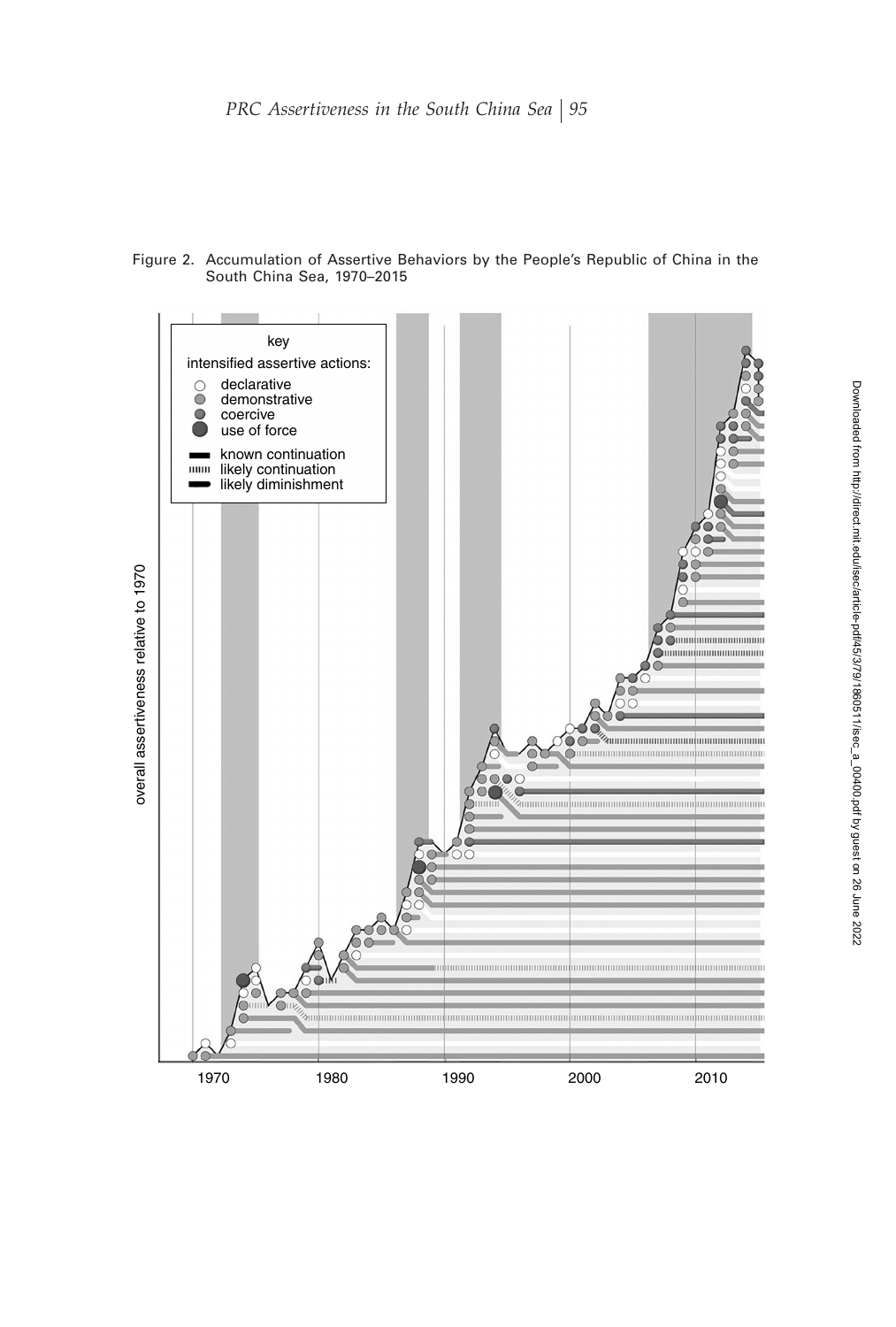Figure 2. Accumulation of Assertive Behaviors by the People's Republic of China in the South China Sea, 1970–2015

key

intensified assertive actions:
- declarative
- demonstrative
- coercive
- use of force

- known continuation
- likely continuation
- likely diminishment

overall assertiveness relative to 1970

1970 1980 1990 2000 2010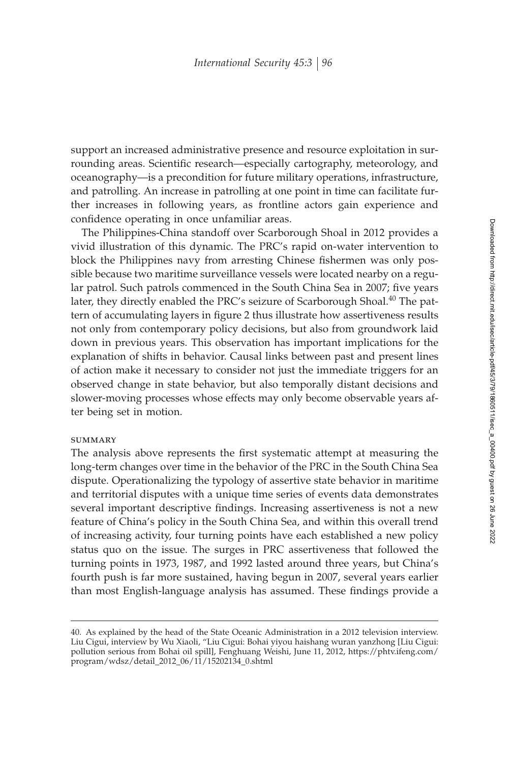support an increased administrative presence and resource exploitation in surrounding areas. Scientific research—especially cartography, meteorology, and oceanography—is a precondition for future military operations, infrastructure, and patrolling. An increase in patrolling at one point in time can facilitate further increases in following years, as frontline actors gain experience and confidence operating in once unfamiliar areas.

The Philippines-China standoff over Scarborough Shoal in 2012 provides a vivid illustration of this dynamic. The PRC's rapid on-water intervention to block the Philippines navy from arresting Chinese fishermen was only possible because two maritime surveillance vessels were located nearby on a regular patrol. Such patrols commenced in the South China Sea in 2007; five years later, they directly enabled the PRC's seizure of Scarborough Shoal.[40] The pattern of accumulating layers in figure 2 thus illustrate how assertiveness results not only from contemporary policy decisions, but also from groundwork laid down in previous years. This observation has important implications for the explanation of shifts in behavior. Causal links between past and present lines of action make it necessary to consider not just the immediate triggers for an observed change in state behavior, but also temporally distant decisions and slower-moving processes whose effects may only become observable years after being set in motion.

### SUMMARY

The analysis above represents the first systematic attempt at measuring the long-term changes over time in the behavior of the PRC in the South China Sea dispute. Operationalizing the typology of assertive state behavior in maritime and territorial disputes with a unique time series of events data demonstrates several important descriptive findings. Increasing assertiveness is not a new feature of China's policy in the South China Sea, and within this overall trend of increasing activity, four turning points have each established a new policy status quo on the issue. The surges in PRC assertiveness that followed the turning points in 1973, 1987, and 1992 lasted around three years, but China's fourth push is far more sustained, having begun in 2007, several years earlier than most English-language analysis has assumed. These findings provide a

---

40. As explained by the head of the State Oceanic Administration in a 2012 television interview. Liu Cigui, interview by Wu Xiaoli, "Liu Cigui: Bohai yiyou haishang wuran yanzhong [Liu Cigui: pollution serious from Bohai oil spill], Fenghuang Weishi, June 11, 2012, https://phtv.ifeng.com/program/wdsz/detail_2012_06/11/15202134_0.shtml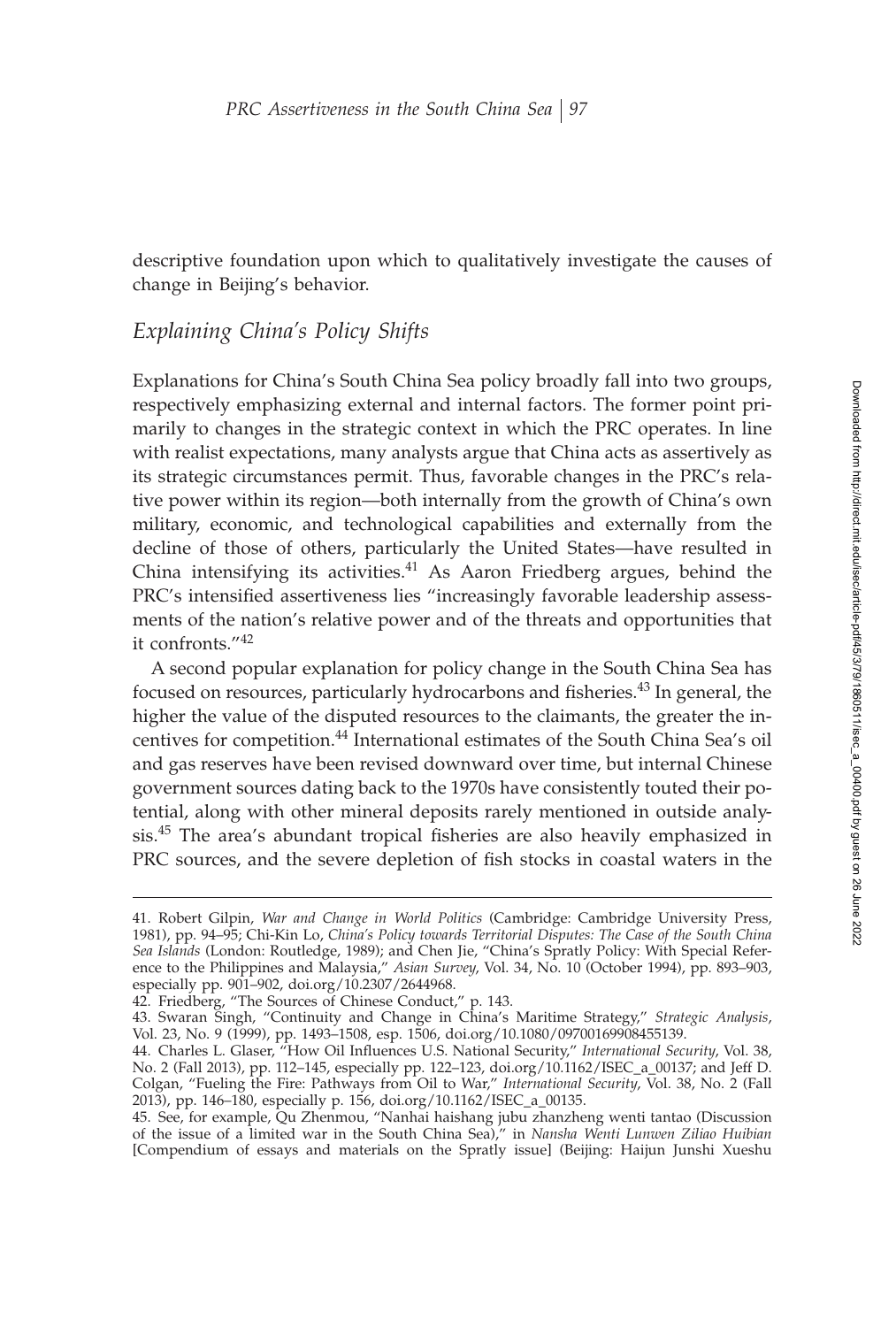descriptive foundation upon which to qualitatively investigate the causes of change in Beijing's behavior.

## *Explaining China's Policy Shifts*

Explanations for China's South China Sea policy broadly fall into two groups, respectively emphasizing external and internal factors. The former point primarily to changes in the strategic context in which the PRC operates. In line with realist expectations, many analysts argue that China acts as assertively as its strategic circumstances permit. Thus, favorable changes in the PRC's relative power within its region—both internally from the growth of China's own military, economic, and technological capabilities and externally from the decline of those of others, particularly the United States—have resulted in China intensifying its activities.[41] As Aaron Friedberg argues, behind the PRC's intensified assertiveness lies "increasingly favorable leadership assessments of the nation's relative power and of the threats and opportunities that it confronts."[42]

A second popular explanation for policy change in the South China Sea has focused on resources, particularly hydrocarbons and fisheries.[43] In general, the higher the value of the disputed resources to the claimants, the greater the incentives for competition.[44] International estimates of the South China Sea's oil and gas reserves have been revised downward over time, but internal Chinese government sources dating back to the 1970s have consistently touted their potential, along with other mineral deposits rarely mentioned in outside analysis.[45] The area's abundant tropical fisheries are also heavily emphasized in PRC sources, and the severe depletion of fish stocks in coastal waters in the

---

41. Robert Gilpin, *War and Change in World Politics* (Cambridge: Cambridge University Press, 1981), pp. 94–95; Chi-Kin Lo, *China's Policy towards Territorial Disputes: The Case of the South China Sea Islands* (London: Routledge, 1989); and Chen Jie, "China's Spratly Policy: With Special Reference to the Philippines and Malaysia," *Asian Survey*, Vol. 34, No. 10 (October 1994), pp. 893–903, especially pp. 901–902, doi.org/10.2307/2644968.

42. Friedberg, "The Sources of Chinese Conduct," p. 143.

43. Swaran Singh, "Continuity and Change in China's Maritime Strategy," *Strategic Analysis*, Vol. 23, No. 9 (1999), pp. 1493–1508, esp. 1506, doi.org/10.1080/09700169908455139.

44. Charles L. Glaser, "How Oil Influences U.S. National Security," *International Security*, Vol. 38, No. 2 (Fall 2013), pp. 112–145, especially pp. 122–123, doi.org/10.1162/ISEC_a_00137; and Jeff D. Colgan, "Fueling the Fire: Pathways from Oil to War," *International Security*, Vol. 38, No. 2 (Fall 2013), pp. 146–180, especially p. 156, doi.org/10.1162/ISEC_a_00135.

45. See, for example, Qu Zhenmou, "Nanhai haishang jubu zhanzheng wenti tantao (Discussion of the issue of a limited war in the South China Sea)," in *Nansha Wenti Lunwen Ziliao Huibian* [Compendium of essays and materials on the Spratly issue] (Beijing: Haijun Junshi Xueshu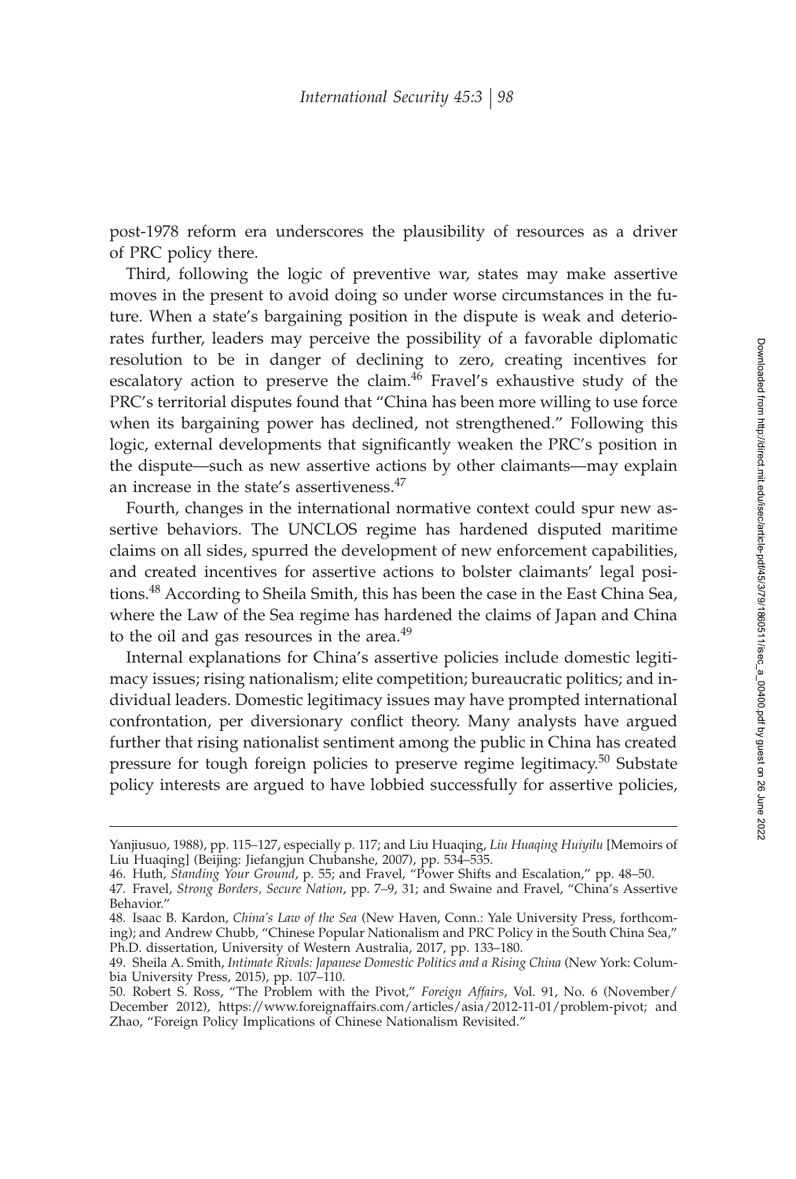post-1978 reform era underscores the plausibility of resources as a driver of PRC policy there.

Third, following the logic of preventive war, states may make assertive moves in the present to avoid doing so under worse circumstances in the future. When a state's bargaining position in the dispute is weak and deteriorates further, leaders may perceive the possibility of a favorable diplomatic resolution to be in danger of declining to zero, creating incentives for escalatory action to preserve the claim.[46] Fravel's exhaustive study of the PRC's territorial disputes found that "China has been more willing to use force when its bargaining power has declined, not strengthened." Following this logic, external developments that significantly weaken the PRC's position in the dispute—such as new assertive actions by other claimants—may explain an increase in the state's assertiveness.[47]

Fourth, changes in the international normative context could spur new assertive behaviors. The UNCLOS regime has hardened disputed maritime claims on all sides, spurred the development of new enforcement capabilities, and created incentives for assertive actions to bolster claimants' legal positions.[48] According to Sheila Smith, this has been the case in the East China Sea, where the Law of the Sea regime has hardened the claims of Japan and China to the oil and gas resources in the area.[49]

Internal explanations for China's assertive policies include domestic legitimacy issues; rising nationalism; elite competition; bureaucratic politics; and individual leaders. Domestic legitimacy issues may have prompted international confrontation, per diversionary conflict theory. Many analysts have argued further that rising nationalist sentiment among the public in China has created pressure for tough foreign policies to preserve regime legitimacy.[50] Substate policy interests are argued to have lobbied successfully for assertive policies,

---

Yanjiusuo, 1988), pp. 115–127, especially p. 117; and Liu Huaqing, *Liu Huaqing Huiyilu* [Memoirs of Liu Huaqing] (Beijing: Jiefangjun Chubanshe, 2007), pp. 534–535.

46. Huth, *Standing Your Ground*, p. 55; and Fravel, "Power Shifts and Escalation," pp. 48–50.

47. Fravel, *Strong Borders, Secure Nation*, pp. 7–9, 31; and Swaine and Fravel, "China's Assertive Behavior."

48. Isaac B. Kardon, *China's Law of the Sea* (New Haven, Conn.: Yale University Press, forthcoming); and Andrew Chubb, "Chinese Popular Nationalism and PRC Policy in the South China Sea," Ph.D. dissertation, University of Western Australia, 2017, pp. 133–180.

49. Sheila A. Smith, *Intimate Rivals: Japanese Domestic Politics and a Rising China* (New York: Columbia University Press, 2015), pp. 107–110.

50. Robert S. Ross, "The Problem with the Pivot," *Foreign Affairs*, Vol. 91, No. 6 (November/December 2012), https://www.foreignaffairs.com/articles/asia/2012-11-01/problem-pivot; and Zhao, "Foreign Policy Implications of Chinese Nationalism Revisited."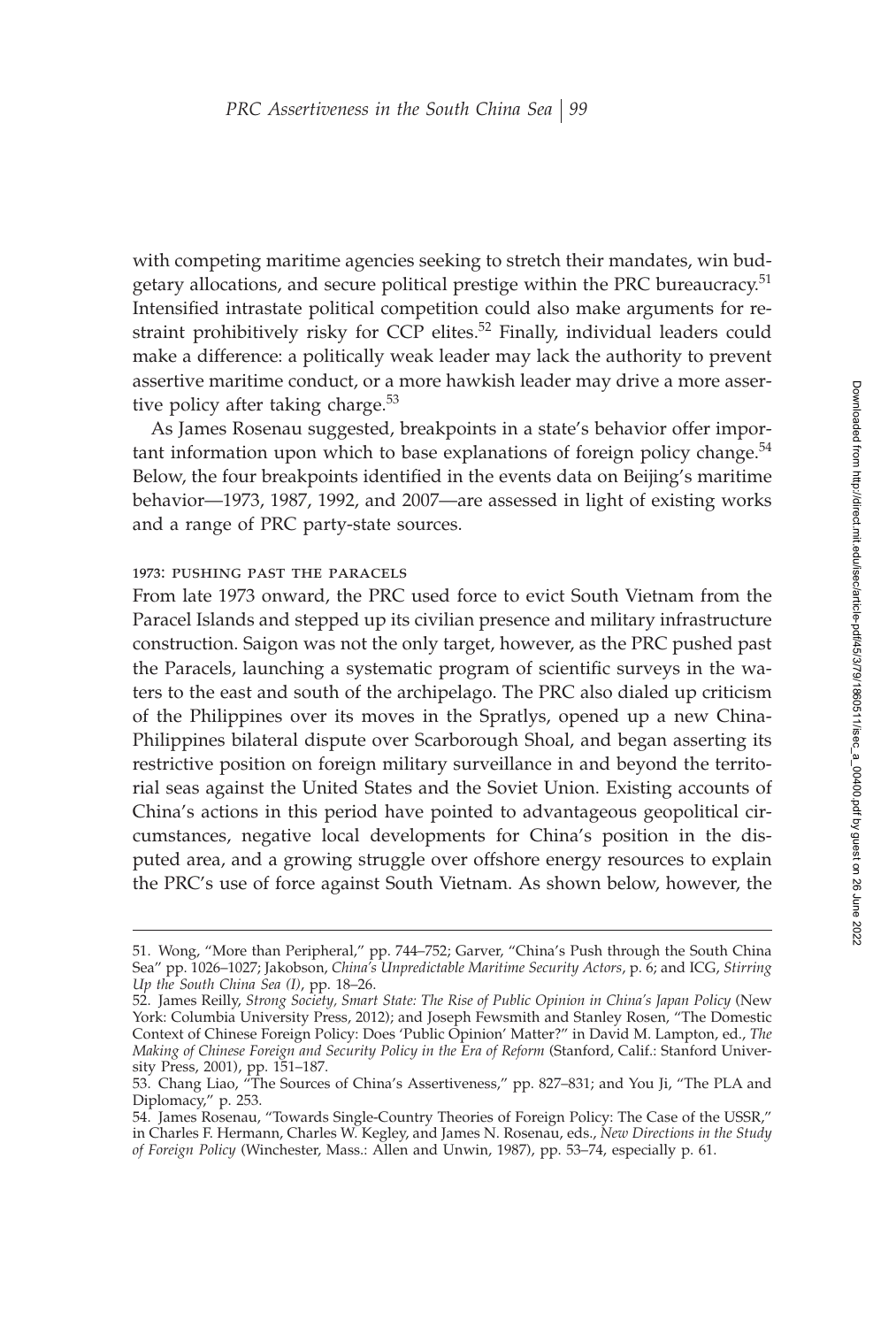with competing maritime agencies seeking to stretch their mandates, win budgetary allocations, and secure political prestige within the PRC bureaucracy.[51] Intensified intrastate political competition could also make arguments for restraint prohibitively risky for CCP elites.[52] Finally, individual leaders could make a difference: a politically weak leader may lack the authority to prevent assertive maritime conduct, or a more hawkish leader may drive a more assertive policy after taking charge.[53]

As James Rosenau suggested, breakpoints in a state's behavior offer important information upon which to base explanations of foreign policy change.[54] Below, the four breakpoints identified in the events data on Beijing's maritime behavior—1973, 1987, 1992, and 2007—are assessed in light of existing works and a range of PRC party-state sources.

### 1973: PUSHING PAST THE PARACELS

From late 1973 onward, the PRC used force to evict South Vietnam from the Paracel Islands and stepped up its civilian presence and military infrastructure construction. Saigon was not the only target, however, as the PRC pushed past the Paracels, launching a systematic program of scientific surveys in the waters to the east and south of the archipelago. The PRC also dialed up criticism of the Philippines over its moves in the Spratlys, opened up a new China-Philippines bilateral dispute over Scarborough Shoal, and began asserting its restrictive position on foreign military surveillance in and beyond the territorial seas against the United States and the Soviet Union. Existing accounts of China's actions in this period have pointed to advantageous geopolitical circumstances, negative local developments for China's position in the disputed area, and a growing struggle over offshore energy resources to explain the PRC's use of force against South Vietnam. As shown below, however, the

---

51. Wong, "More than Peripheral," pp. 744–752; Garver, "China's Push through the South China Sea" pp. 1026–1027; Jakobson, *China's Unpredictable Maritime Security Actors*, p. 6; and ICG, *Stirring Up the South China Sea (I)*, pp. 18–26.

52. James Reilly, *Strong Society, Smart State: The Rise of Public Opinion in China's Japan Policy* (New York: Columbia University Press, 2012); and Joseph Fewsmith and Stanley Rosen, "The Domestic Context of Chinese Foreign Policy: Does 'Public Opinion' Matter?" in David M. Lampton, ed., *The Making of Chinese Foreign and Security Policy in the Era of Reform* (Stanford, Calif.: Stanford University Press, 2001), pp. 151–187.

53. Chang Liao, "The Sources of China's Assertiveness," pp. 827–831; and You Ji, "The PLA and Diplomacy," p. 253.

54. James Rosenau, "Towards Single-Country Theories of Foreign Policy: The Case of the USSR," in Charles F. Hermann, Charles W. Kegley, and James N. Rosenau, eds., *New Directions in the Study of Foreign Policy* (Winchester, Mass.: Allen and Unwin, 1987), pp. 53–74, especially p. 61.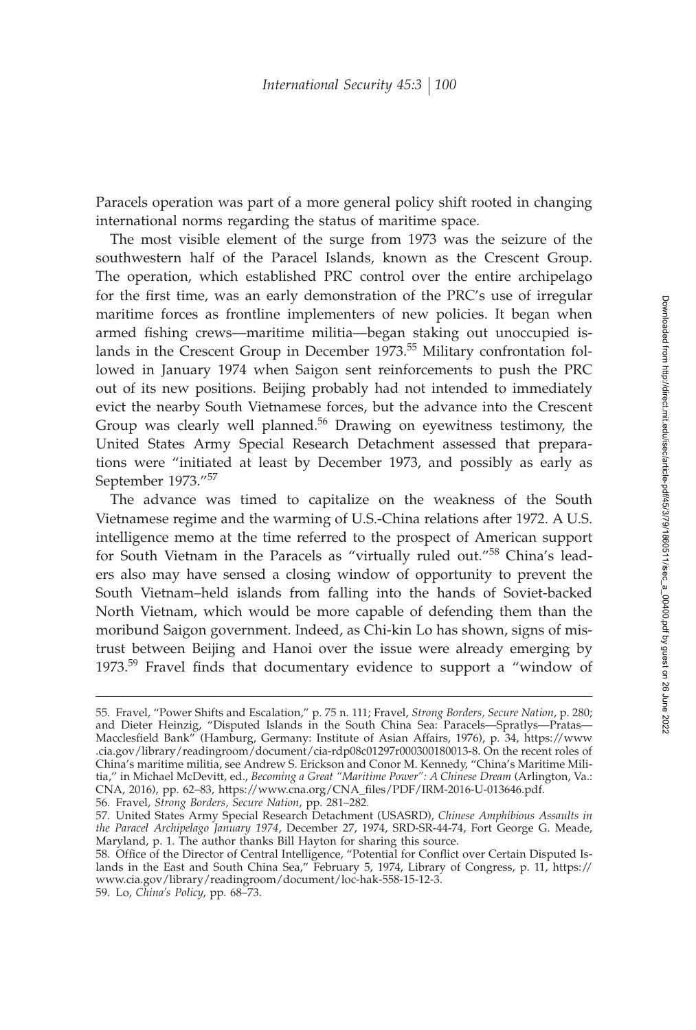Paracels operation was part of a more general policy shift rooted in changing international norms regarding the status of maritime space.

The most visible element of the surge from 1973 was the seizure of the southwestern half of the Paracel Islands, known as the Crescent Group. The operation, which established PRC control over the entire archipelago for the first time, was an early demonstration of the PRC's use of irregular maritime forces as frontline implementers of new policies. It began when armed fishing crews—maritime militia—began staking out unoccupied islands in the Crescent Group in December 1973.[55] Military confrontation followed in January 1974 when Saigon sent reinforcements to push the PRC out of its new positions. Beijing probably had not intended to immediately evict the nearby South Vietnamese forces, but the advance into the Crescent Group was clearly well planned.[56] Drawing on eyewitness testimony, the United States Army Special Research Detachment assessed that preparations were "initiated at least by December 1973, and possibly as early as September 1973."[57]

The advance was timed to capitalize on the weakness of the South Vietnamese regime and the warming of U.S.-China relations after 1972. A U.S. intelligence memo at the time referred to the prospect of American support for South Vietnam in the Paracels as "virtually ruled out."[58] China's leaders also may have sensed a closing window of opportunity to prevent the South Vietnam–held islands from falling into the hands of Soviet-backed North Vietnam, which would be more capable of defending them than the moribund Saigon government. Indeed, as Chi-kin Lo has shown, signs of mistrust between Beijing and Hanoi over the issue were already emerging by 1973.[59] Fravel finds that documentary evidence to support a "window of

---

55. Fravel, "Power Shifts and Escalation," p. 75 n. 111; Fravel, *Strong Borders, Secure Nation*, p. 280; and Dieter Heinzig, "Disputed Islands in the South China Sea: Paracels—Spratlys—Pratas—Macclesfield Bank" (Hamburg, Germany: Institute of Asian Affairs, 1976), p. 34, https://www.cia.gov/library/readingroom/document/cia-rdp08c01297r000300180013-8. On the recent roles of China's maritime militia, see Andrew S. Erickson and Conor M. Kennedy, "China's Maritime Militia," in Michael McDevitt, ed., *Becoming a Great "Maritime Power": A Chinese Dream* (Arlington, Va.: CNA, 2016), pp. 62–83, https://www.cna.org/CNA_files/PDF/IRM-2016-U-013646.pdf.

56. Fravel, *Strong Borders, Secure Nation*, pp. 281–282.

57. United States Army Special Research Detachment (USASRD), *Chinese Amphibious Assaults in the Paracel Archipelago January 1974*, December 27, 1974, SRD-SR-44-74, Fort George G. Meade, Maryland, p. 1. The author thanks Bill Hayton for sharing this source.

58. Office of the Director of Central Intelligence, "Potential for Conflict over Certain Disputed Islands in the East and South China Sea," February 5, 1974, Library of Congress, p. 11, https://www.cia.gov/library/readingroom/document/loc-hak-558-15-12-3.

59. Lo, *China's Policy*, pp. 68–73.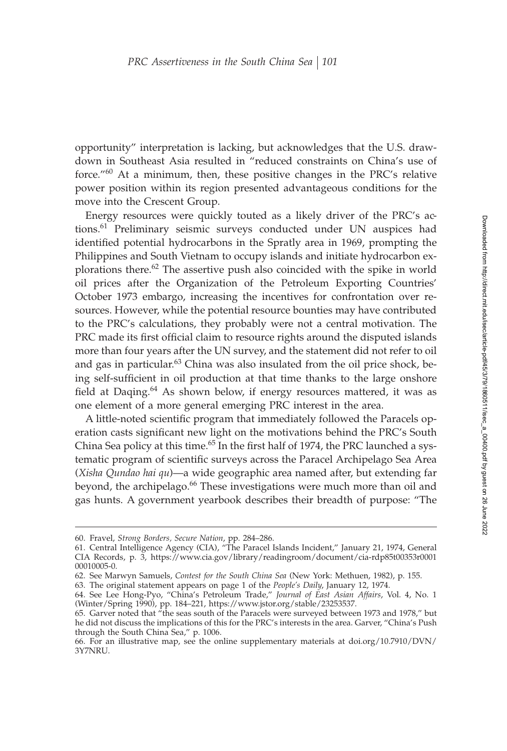opportunity" interpretation is lacking, but acknowledges that the U.S. drawdown in Southeast Asia resulted in "reduced constraints on China's use of force."[60] At a minimum, then, these positive changes in the PRC's relative power position within its region presented advantageous conditions for the move into the Crescent Group.

Energy resources were quickly touted as a likely driver of the PRC's actions.[61] Preliminary seismic surveys conducted under UN auspices had identified potential hydrocarbons in the Spratly area in 1969, prompting the Philippines and South Vietnam to occupy islands and initiate hydrocarbon explorations there.[62] The assertive push also coincided with the spike in world oil prices after the Organization of the Petroleum Exporting Countries' October 1973 embargo, increasing the incentives for confrontation over resources. However, while the potential resource bounties may have contributed to the PRC's calculations, they probably were not a central motivation. The PRC made its first official claim to resource rights around the disputed islands more than four years after the UN survey, and the statement did not refer to oil and gas in particular.[63] China was also insulated from the oil price shock, being self-sufficient in oil production at that time thanks to the large onshore field at Daqing.[64] As shown below, if energy resources mattered, it was as one element of a more general emerging PRC interest in the area.

A little-noted scientific program that immediately followed the Paracels operation casts significant new light on the motivations behind the PRC's South China Sea policy at this time.[65] In the first half of 1974, the PRC launched a systematic program of scientific surveys across the Paracel Archipelago Sea Area (*Xisha Qundao hai qu*)—a wide geographic area named after, but extending far beyond, the archipelago.[66] These investigations were much more than oil and gas hunts. A government yearbook describes their breadth of purpose: "The

---

60. Fravel, *Strong Borders, Secure Nation*, pp. 284–286.

61. Central Intelligence Agency (CIA), "The Paracel Islands Incident," January 21, 1974, General CIA Records, p. 3, https://www.cia.gov/library/readingroom/document/cia-rdp85t00353r000100010005-0.

62. See Marwyn Samuels, *Contest for the South China Sea* (New York: Methuen, 1982), p. 155.

63. The original statement appears on page 1 of the *People's Daily*, January 12, 1974.

64. See Lee Hong-Pyo, "China's Petroleum Trade," *Journal of East Asian Affairs*, Vol. 4, No. 1 (Winter/Spring 1990), pp. 184–221, https://www.jstor.org/stable/23253537.

65. Garver noted that "the seas south of the Paracels were surveyed between 1973 and 1978," but he did not discuss the implications of this for the PRC's interests in the area. Garver, "China's Push through the South China Sea," p. 1006.

66. For an illustrative map, see the online supplementary materials at doi.org/10.7910/DVN/3Y7NRU.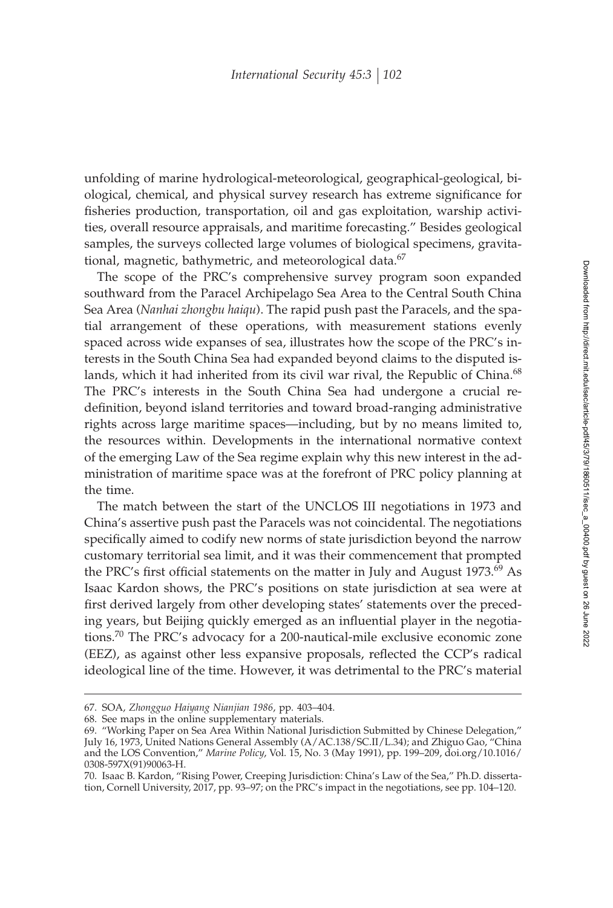unfolding of marine hydrological-meteorological, geographical-geological, biological, chemical, and physical survey research has extreme significance for fisheries production, transportation, oil and gas exploitation, warship activities, overall resource appraisals, and maritime forecasting." Besides geological samples, the surveys collected large volumes of biological specimens, gravitational, magnetic, bathymetric, and meteorological data.[67]

The scope of the PRC's comprehensive survey program soon expanded southward from the Paracel Archipelago Sea Area to the Central South China Sea Area (*Nanhai zhongbu haiqu*). The rapid push past the Paracels, and the spatial arrangement of these operations, with measurement stations evenly spaced across wide expanses of sea, illustrates how the scope of the PRC's interests in the South China Sea had expanded beyond claims to the disputed islands, which it had inherited from its civil war rival, the Republic of China.[68] The PRC's interests in the South China Sea had undergone a crucial redefinition, beyond island territories and toward broad-ranging administrative rights across large maritime spaces—including, but by no means limited to, the resources within. Developments in the international normative context of the emerging Law of the Sea regime explain why this new interest in the administration of maritime space was at the forefront of PRC policy planning at the time.

The match between the start of the UNCLOS III negotiations in 1973 and China's assertive push past the Paracels was not coincidental. The negotiations specifically aimed to codify new norms of state jurisdiction beyond the narrow customary territorial sea limit, and it was their commencement that prompted the PRC's first official statements on the matter in July and August 1973.[69] As Isaac Kardon shows, the PRC's positions on state jurisdiction at sea were at first derived largely from other developing states' statements over the preceding years, but Beijing quickly emerged as an influential player in the negotiations.[70] The PRC's advocacy for a 200-nautical-mile exclusive economic zone (EEZ), as against other less expansive proposals, reflected the CCP's radical ideological line of the time. However, it was detrimental to the PRC's material

67. SOA, *Zhongguo Haiyang Nianjian 1986*, pp. 403–404.

68. See maps in the online supplementary materials.

69. "Working Paper on Sea Area Within National Jurisdiction Submitted by Chinese Delegation," July 16, 1973, United Nations General Assembly (A/AC.138/SC.II/L.34); and Zhiguo Gao, "China and the LOS Convention," *Marine Policy*, Vol. 15, No. 3 (May 1991), pp. 199–209, doi.org/10.1016/0308-597X(91)90063-H.

70. Isaac B. Kardon, "Rising Power, Creeping Jurisdiction: China's Law of the Sea," Ph.D. dissertation, Cornell University, 2017, pp. 93–97; on the PRC's impact in the negotiations, see pp. 104–120.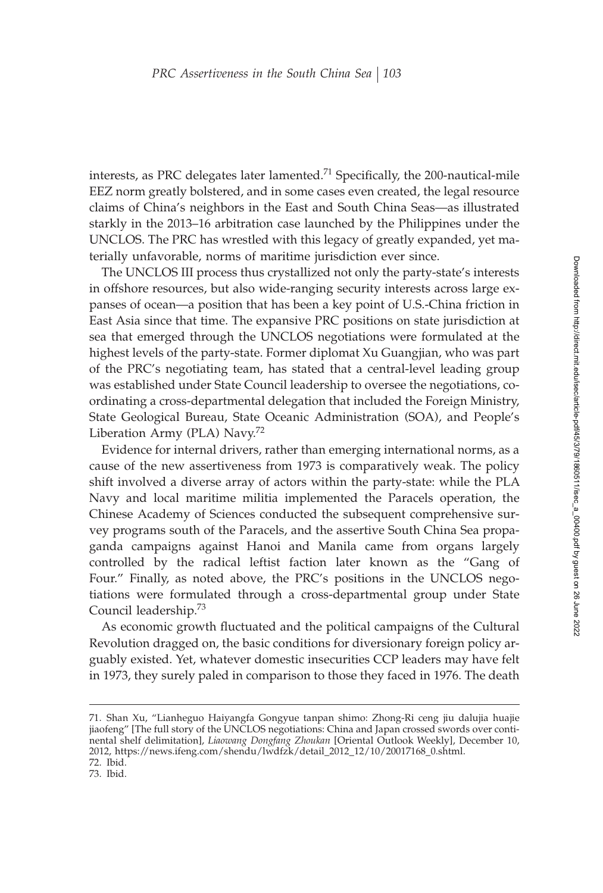interests, as PRC delegates later lamented.[71] Specifically, the 200-nautical-mile EEZ norm greatly bolstered, and in some cases even created, the legal resource claims of China's neighbors in the East and South China Seas—as illustrated starkly in the 2013–16 arbitration case launched by the Philippines under the UNCLOS. The PRC has wrestled with this legacy of greatly expanded, yet materially unfavorable, norms of maritime jurisdiction ever since.

The UNCLOS III process thus crystallized not only the party-state's interests in offshore resources, but also wide-ranging security interests across large expanses of ocean—a position that has been a key point of U.S.-China friction in East Asia since that time. The expansive PRC positions on state jurisdiction at sea that emerged through the UNCLOS negotiations were formulated at the highest levels of the party-state. Former diplomat Xu Guangjian, who was part of the PRC's negotiating team, has stated that a central-level leading group was established under State Council leadership to oversee the negotiations, coordinating a cross-departmental delegation that included the Foreign Ministry, State Geological Bureau, State Oceanic Administration (SOA), and People's Liberation Army (PLA) Navy.[72]

Evidence for internal drivers, rather than emerging international norms, as a cause of the new assertiveness from 1973 is comparatively weak. The policy shift involved a diverse array of actors within the party-state: while the PLA Navy and local maritime militia implemented the Paracels operation, the Chinese Academy of Sciences conducted the subsequent comprehensive survey programs south of the Paracels, and the assertive South China Sea propaganda campaigns against Hanoi and Manila came from organs largely controlled by the radical leftist faction later known as the "Gang of Four." Finally, as noted above, the PRC's positions in the UNCLOS negotiations were formulated through a cross-departmental group under State Council leadership.[73]

As economic growth fluctuated and the political campaigns of the Cultural Revolution dragged on, the basic conditions for diversionary foreign policy arguably existed. Yet, whatever domestic insecurities CCP leaders may have felt in 1973, they surely paled in comparison to those they faced in 1976. The death

---

71. Shan Xu, "Lianheguo Haiyangfa Gongyue tanpan shimo: Zhong-Ri ceng jiu dalujia huajie jiaofeng" [The full story of the UNCLOS negotiations: China and Japan crossed swords over continental shelf delimitation], *Liaowang Dongfang Zhoukan* [Oriental Outlook Weekly], December 10, 2012, https://news.ifeng.com/shendu/lwdfzk/detail_2012_12/10/20017168_0.shtml.
72. Ibid.
73. Ibid.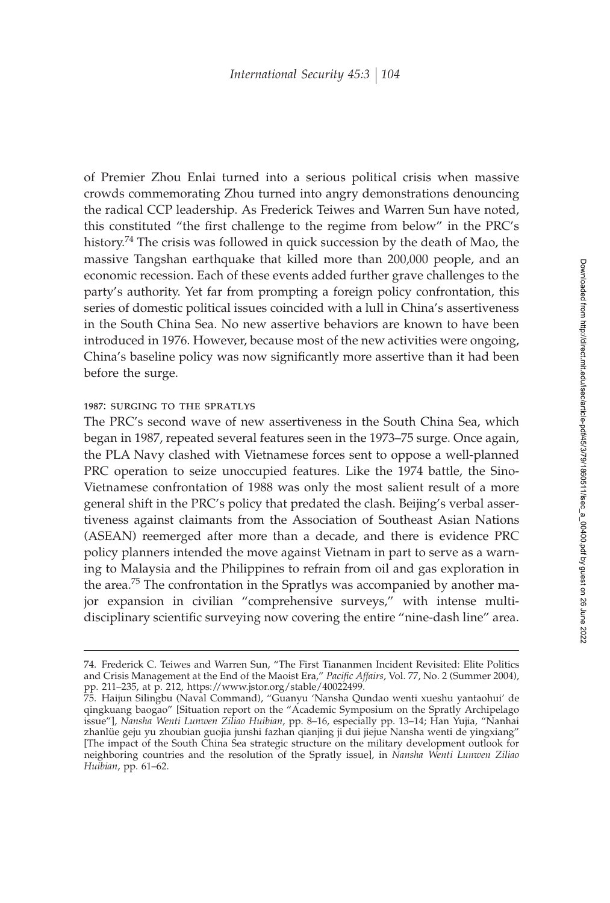of Premier Zhou Enlai turned into a serious political crisis when massive crowds commemorating Zhou turned into angry demonstrations denouncing the radical CCP leadership. As Frederick Teiwes and Warren Sun have noted, this constituted "the first challenge to the regime from below" in the PRC's history.[74] The crisis was followed in quick succession by the death of Mao, the massive Tangshan earthquake that killed more than 200,000 people, and an economic recession. Each of these events added further grave challenges to the party's authority. Yet far from prompting a foreign policy confrontation, this series of domestic political issues coincided with a lull in China's assertiveness in the South China Sea. No new assertive behaviors are known to have been introduced in 1976. However, because most of the new activities were ongoing, China's baseline policy was now significantly more assertive than it had been before the surge.

### 1987: SURGING TO THE SPRATLYS

The PRC's second wave of new assertiveness in the South China Sea, which began in 1987, repeated several features seen in the 1973–75 surge. Once again, the PLA Navy clashed with Vietnamese forces sent to oppose a well-planned PRC operation to seize unoccupied features. Like the 1974 battle, the Sino-Vietnamese confrontation of 1988 was only the most salient result of a more general shift in the PRC's policy that predated the clash. Beijing's verbal assertiveness against claimants from the Association of Southeast Asian Nations (ASEAN) reemerged after more than a decade, and there is evidence PRC policy planners intended the move against Vietnam in part to serve as a warning to Malaysia and the Philippines to refrain from oil and gas exploration in the area.[75] The confrontation in the Spratlys was accompanied by another major expansion in civilian "comprehensive surveys," with intense multidisciplinary scientific surveying now covering the entire "nine-dash line" area.

---

74. Frederick C. Teiwes and Warren Sun, "The First Tiananmen Incident Revisited: Elite Politics and Crisis Management at the End of the Maoist Era," *Pacific Affairs*, Vol. 77, No. 2 (Summer 2004), pp. 211–235, at p. 212, https://www.jstor.org/stable/40022499.

75. Haijun Silingbu (Naval Command), "Guanyu 'Nansha Qundao wenti xueshu yantaohui' de qingkuang baogao" [Situation report on the "Academic Symposium on the Spratly Archipelago issue"], *Nansha Wenti Lunwen Ziliao Huibian*, pp. 8–16, especially pp. 13–14; Han Yujia, "Nanhai zhanlüe geju yu zhoubian guojia junshi fazhan qianjing ji dui jiejue Nansha wenti de yingxiang" [The impact of the South China Sea strategic structure on the military development outlook for neighboring countries and the resolution of the Spratly issue], in *Nansha Wenti Lunwen Ziliao Huibian*, pp. 61–62.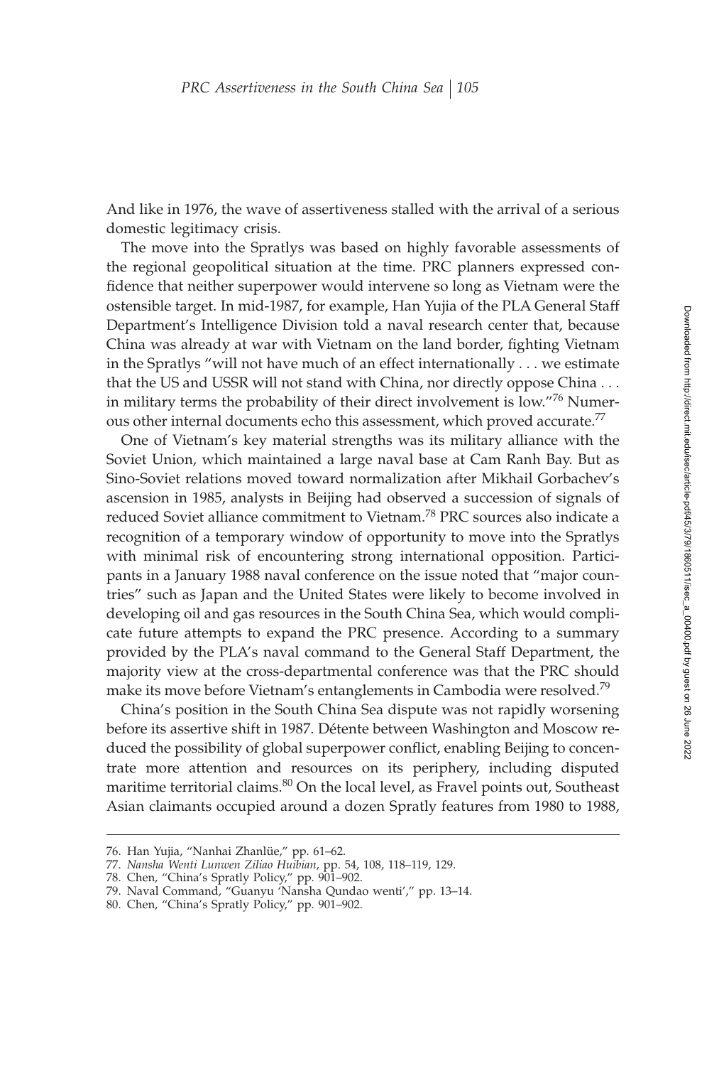And like in 1976, the wave of assertiveness stalled with the arrival of a serious domestic legitimacy crisis.

The move into the Spratlys was based on highly favorable assessments of the regional geopolitical situation at the time. PRC planners expressed confidence that neither superpower would intervene so long as Vietnam were the ostensible target. In mid-1987, for example, Han Yujia of the PLA General Staff Department's Intelligence Division told a naval research center that, because China was already at war with Vietnam on the land border, fighting Vietnam in the Spratlys "will not have much of an effect internationally . . . we estimate that the US and USSR will not stand with China, nor directly oppose China . . . in military terms the probability of their direct involvement is low."[76] Numerous other internal documents echo this assessment, which proved accurate.[77]

One of Vietnam's key material strengths was its military alliance with the Soviet Union, which maintained a large naval base at Cam Ranh Bay. But as Sino-Soviet relations moved toward normalization after Mikhail Gorbachev's ascension in 1985, analysts in Beijing had observed a succession of signals of reduced Soviet alliance commitment to Vietnam.[78] PRC sources also indicate a recognition of a temporary window of opportunity to move into the Spratlys with minimal risk of encountering strong international opposition. Participants in a January 1988 naval conference on the issue noted that "major countries" such as Japan and the United States were likely to become involved in developing oil and gas resources in the South China Sea, which would complicate future attempts to expand the PRC presence. According to a summary provided by the PLA's naval command to the General Staff Department, the majority view at the cross-departmental conference was that the PRC should make its move before Vietnam's entanglements in Cambodia were resolved.[79]

China's position in the South China Sea dispute was not rapidly worsening before its assertive shift in 1987. Détente between Washington and Moscow reduced the possibility of global superpower conflict, enabling Beijing to concentrate more attention and resources on its periphery, including disputed maritime territorial claims.[80] On the local level, as Fravel points out, Southeast Asian claimants occupied around a dozen Spratly features from 1980 to 1988,

76. Han Yujia, "Nanhai Zhanlüe," pp. 61–62.

77. *Nansha Wenti Lunwen Ziliao Huibian*, pp. 54, 108, 118–119, 129.

78. Chen, "China's Spratly Policy," pp. 901–902.

79. Naval Command, "Guanyu 'Nansha Qundao wenti'," pp. 13–14.

80. Chen, "China's Spratly Policy," pp. 901–902.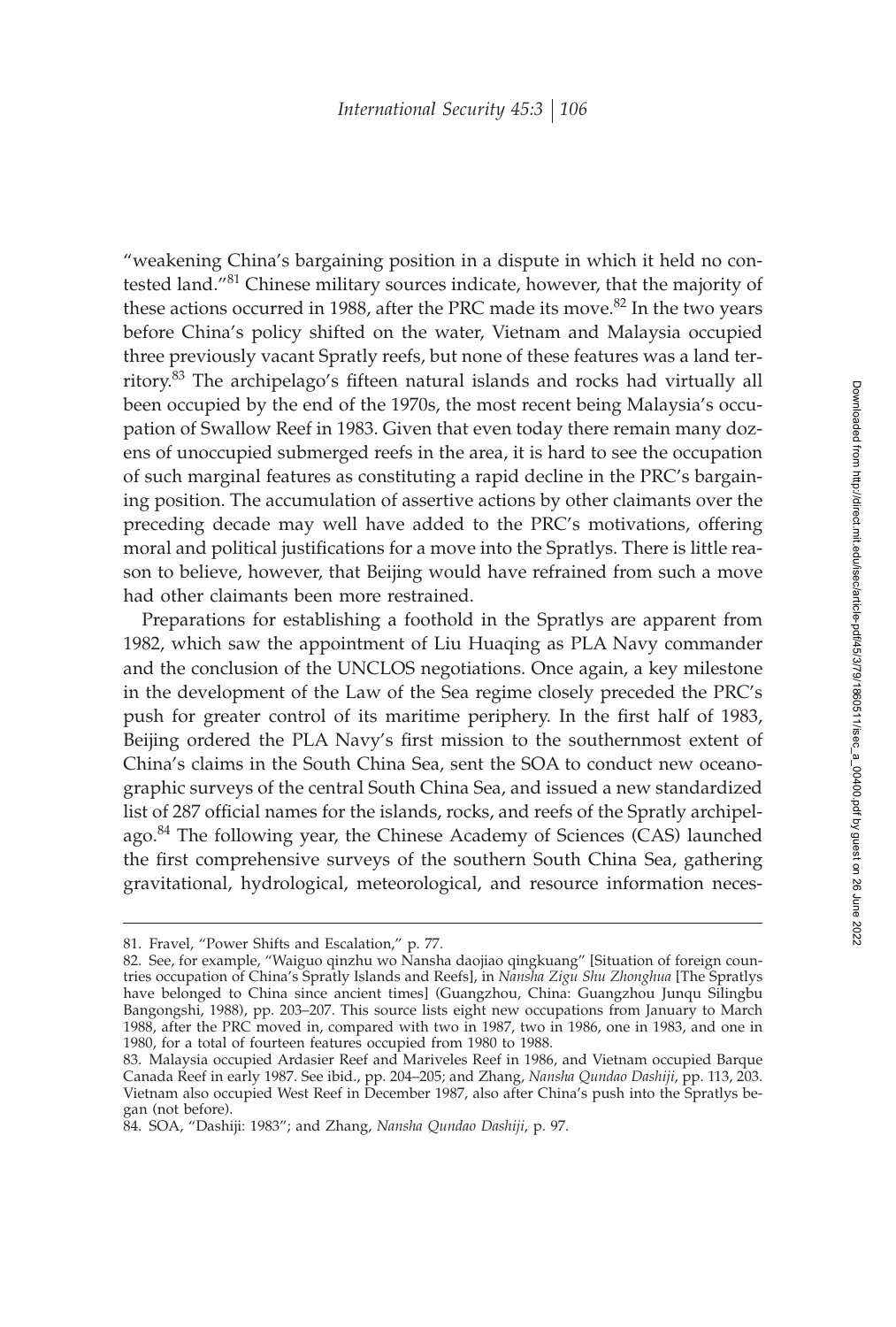"weakening China's bargaining position in a dispute in which it held no contested land."[81] Chinese military sources indicate, however, that the majority of these actions occurred in 1988, after the PRC made its move.[82] In the two years before China's policy shifted on the water, Vietnam and Malaysia occupied three previously vacant Spratly reefs, but none of these features was a land territory.[83] The archipelago's fifteen natural islands and rocks had virtually all been occupied by the end of the 1970s, the most recent being Malaysia's occupation of Swallow Reef in 1983. Given that even today there remain many dozens of unoccupied submerged reefs in the area, it is hard to see the occupation of such marginal features as constituting a rapid decline in the PRC's bargaining position. The accumulation of assertive actions by other claimants over the preceding decade may well have added to the PRC's motivations, offering moral and political justifications for a move into the Spratlys. There is little reason to believe, however, that Beijing would have refrained from such a move had other claimants been more restrained.

Preparations for establishing a foothold in the Spratlys are apparent from 1982, which saw the appointment of Liu Huaqing as PLA Navy commander and the conclusion of the UNCLOS negotiations. Once again, a key milestone in the development of the Law of the Sea regime closely preceded the PRC's push for greater control of its maritime periphery. In the first half of 1983, Beijing ordered the PLA Navy's first mission to the southernmost extent of China's claims in the South China Sea, sent the SOA to conduct new oceanographic surveys of the central South China Sea, and issued a new standardized list of 287 official names for the islands, rocks, and reefs of the Spratly archipelago.[84] The following year, the Chinese Academy of Sciences (CAS) launched the first comprehensive surveys of the southern South China Sea, gathering gravitational, hydrological, meteorological, and resource information neces-

---

81. Fravel, "Power Shifts and Escalation," p. 77.

82. See, for example, "Waiguo qinzhu wo Nansha daojiao qingkuang" [Situation of foreign countries occupation of China's Spratly Islands and Reefs], in *Nansha Zigu Shu Zhonghua* [The Spratlys have belonged to China since ancient times] (Guangzhou, China: Guangzhou Junqu Silingbu Bangongshi, 1988), pp. 203–207. This source lists eight new occupations from January to March 1988, after the PRC moved in, compared with two in 1987, two in 1986, one in 1983, and one in 1980, for a total of fourteen features occupied from 1980 to 1988.

83. Malaysia occupied Ardasier Reef and Mariveles Reef in 1986, and Vietnam occupied Barque Canada Reef in early 1987. See ibid., pp. 204–205; and Zhang, *Nansha Qundao Dashiji*, pp. 113, 203. Vietnam also occupied West Reef in December 1987, also after China's push into the Spratlys began (not before).

84. SOA, "Dashiji: 1983"; and Zhang, *Nansha Qundao Dashiji*, p. 97.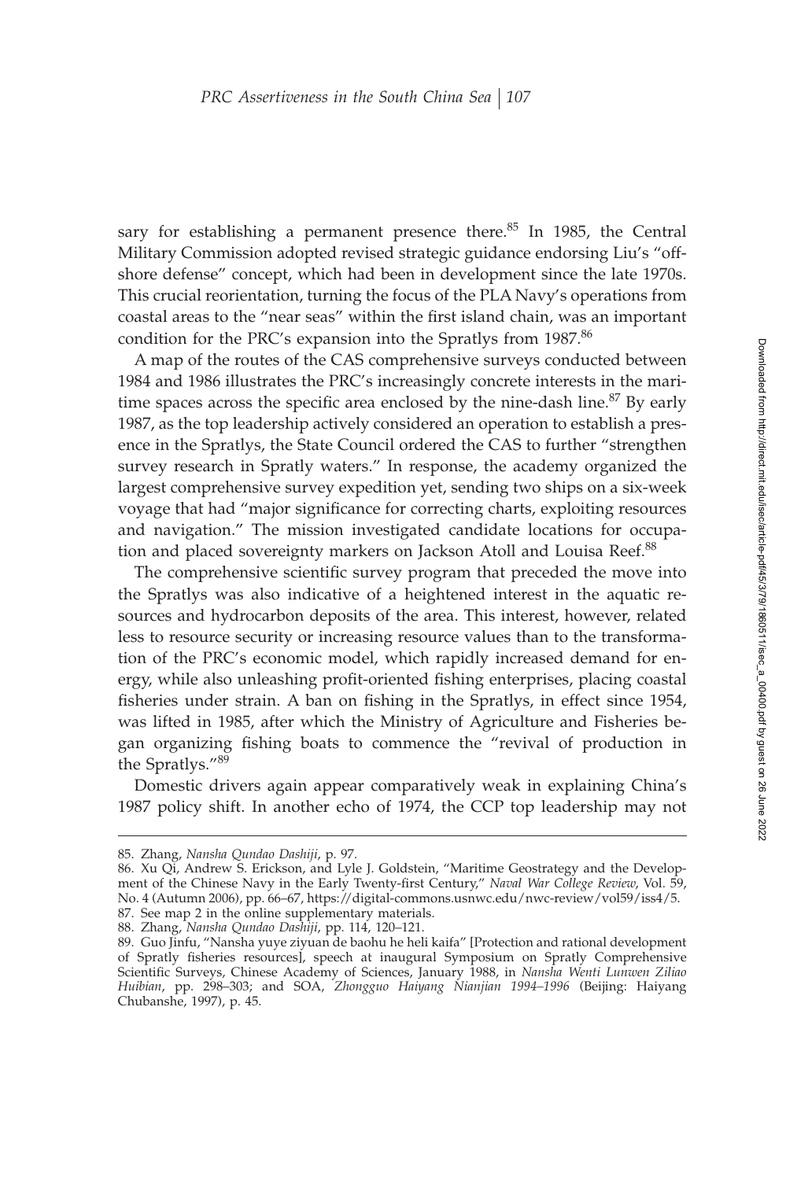sary for establishing a permanent presence there.[85] In 1985, the Central Military Commission adopted revised strategic guidance endorsing Liu's "offshore defense" concept, which had been in development since the late 1970s. This crucial reorientation, turning the focus of the PLA Navy's operations from coastal areas to the "near seas" within the first island chain, was an important condition for the PRC's expansion into the Spratlys from 1987.[86]

A map of the routes of the CAS comprehensive surveys conducted between 1984 and 1986 illustrates the PRC's increasingly concrete interests in the maritime spaces across the specific area enclosed by the nine-dash line.[87] By early 1987, as the top leadership actively considered an operation to establish a presence in the Spratlys, the State Council ordered the CAS to further "strengthen survey research in Spratly waters." In response, the academy organized the largest comprehensive survey expedition yet, sending two ships on a six-week voyage that had "major significance for correcting charts, exploiting resources and navigation." The mission investigated candidate locations for occupation and placed sovereignty markers on Jackson Atoll and Louisa Reef.[88]

The comprehensive scientific survey program that preceded the move into the Spratlys was also indicative of a heightened interest in the aquatic resources and hydrocarbon deposits of the area. This interest, however, related less to resource security or increasing resource values than to the transformation of the PRC's economic model, which rapidly increased demand for energy, while also unleashing profit-oriented fishing enterprises, placing coastal fisheries under strain. A ban on fishing in the Spratlys, in effect since 1954, was lifted in 1985, after which the Ministry of Agriculture and Fisheries began organizing fishing boats to commence the "revival of production in the Spratlys."[89]

Domestic drivers again appear comparatively weak in explaining China's 1987 policy shift. In another echo of 1974, the CCP top leadership may not

---

85. Zhang, *Nansha Qundao Dashiji*, p. 97.

86. Xu Qi, Andrew S. Erickson, and Lyle J. Goldstein, "Maritime Geostrategy and the Development of the Chinese Navy in the Early Twenty-first Century," *Naval War College Review*, Vol. 59, No. 4 (Autumn 2006), pp. 66–67, https://digital-commons.usnwc.edu/nwc-review/vol59/iss4/5.

87. See map 2 in the online supplementary materials.

88. Zhang, *Nansha Qundao Dashiji*, pp. 114, 120–121.

89. Guo Jinfu, "Nansha yuye ziyuan de baohu he heli kaifa" [Protection and rational development of Spratly fisheries resources], speech at inaugural Symposium on Spratly Comprehensive Scientific Surveys, Chinese Academy of Sciences, January 1988, in *Nansha Wenti Lunwen Ziliao Huibian*, pp. 298–303; and SOA, *Zhongguo Haiyang Nianjian 1994–1996* (Beijing: Haiyang Chubanshe, 1997), p. 45.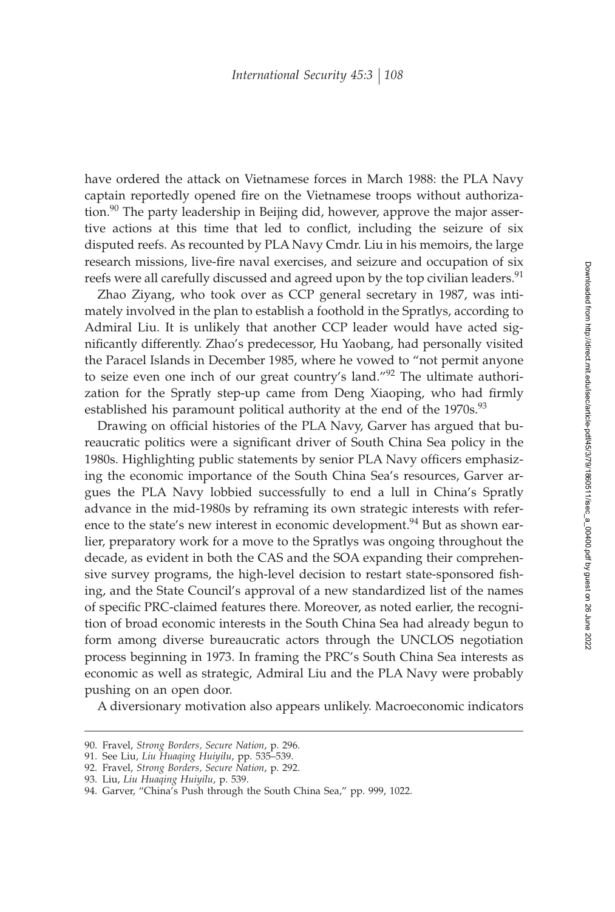have ordered the attack on Vietnamese forces in March 1988: the PLA Navy captain reportedly opened fire on the Vietnamese troops without authorization.[90] The party leadership in Beijing did, however, approve the major assertive actions at this time that led to conflict, including the seizure of six disputed reefs. As recounted by PLA Navy Cmdr. Liu in his memoirs, the large research missions, live-fire naval exercises, and seizure and occupation of six reefs were all carefully discussed and agreed upon by the top civilian leaders.[91]

Zhao Ziyang, who took over as CCP general secretary in 1987, was intimately involved in the plan to establish a foothold in the Spratlys, according to Admiral Liu. It is unlikely that another CCP leader would have acted significantly differently. Zhao's predecessor, Hu Yaobang, had personally visited the Paracel Islands in December 1985, where he vowed to "not permit anyone to seize even one inch of our great country's land."[92] The ultimate authorization for the Spratly step-up came from Deng Xiaoping, who had firmly established his paramount political authority at the end of the 1970s.[93]

Drawing on official histories of the PLA Navy, Garver has argued that bureaucratic politics were a significant driver of South China Sea policy in the 1980s. Highlighting public statements by senior PLA Navy officers emphasizing the economic importance of the South China Sea's resources, Garver argues the PLA Navy lobbied successfully to end a lull in China's Spratly advance in the mid-1980s by reframing its own strategic interests with reference to the state's new interest in economic development.[94] But as shown earlier, preparatory work for a move to the Spratlys was ongoing throughout the decade, as evident in both the CAS and the SOA expanding their comprehensive survey programs, the high-level decision to restart state-sponsored fishing, and the State Council's approval of a new standardized list of the names of specific PRC-claimed features there. Moreover, as noted earlier, the recognition of broad economic interests in the South China Sea had already begun to form among diverse bureaucratic actors through the UNCLOS negotiation process beginning in 1973. In framing the PRC's South China Sea interests as economic as well as strategic, Admiral Liu and the PLA Navy were probably pushing on an open door.

A diversionary motivation also appears unlikely. Macroeconomic indicators

90. Fravel, *Strong Borders, Secure Nation*, p. 296.
91. See Liu, *Liu Huaqing Huiyilu*, pp. 535–539.
92. Fravel, *Strong Borders, Secure Nation*, p. 292.
93. Liu, *Liu Huaqing Huiyilu*, p. 539.
94. Garver, "China's Push through the South China Sea," pp. 999, 1022.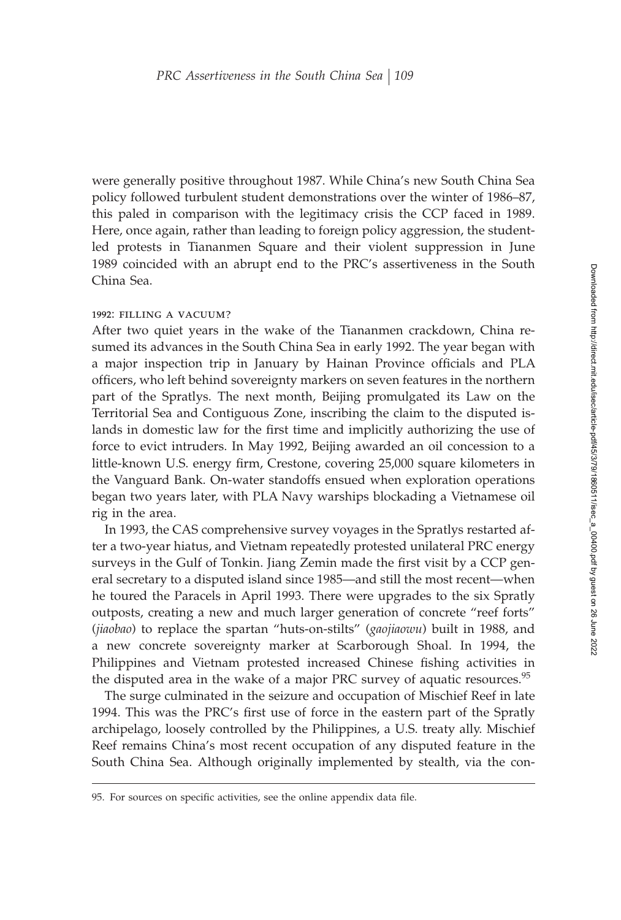were generally positive throughout 1987. While China's new South China Sea policy followed turbulent student demonstrations over the winter of 1986–87, this paled in comparison with the legitimacy crisis the CCP faced in 1989. Here, once again, rather than leading to foreign policy aggression, the student-led protests in Tiananmen Square and their violent suppression in June 1989 coincided with an abrupt end to the PRC's assertiveness in the South China Sea.

#### 1992: FILLING A VACUUM?

After two quiet years in the wake of the Tiananmen crackdown, China resumed its advances in the South China Sea in early 1992. The year began with a major inspection trip in January by Hainan Province officials and PLA officers, who left behind sovereignty markers on seven features in the northern part of the Spratlys. The next month, Beijing promulgated its Law on the Territorial Sea and Contiguous Zone, inscribing the claim to the disputed islands in domestic law for the first time and implicitly authorizing the use of force to evict intruders. In May 1992, Beijing awarded an oil concession to a little-known U.S. energy firm, Crestone, covering 25,000 square kilometers in the Vanguard Bank. On-water standoffs ensued when exploration operations began two years later, with PLA Navy warships blockading a Vietnamese oil rig in the area.

In 1993, the CAS comprehensive survey voyages in the Spratlys restarted after a two-year hiatus, and Vietnam repeatedly protested unilateral PRC energy surveys in the Gulf of Tonkin. Jiang Zemin made the first visit by a CCP general secretary to a disputed island since 1985—and still the most recent—when he toured the Paracels in April 1993. There were upgrades to the six Spratly outposts, creating a new and much larger generation of concrete "reef forts" (*jiaobao*) to replace the spartan "huts-on-stilts" (*gaojiaowu*) built in 1988, and a new concrete sovereignty marker at Scarborough Shoal. In 1994, the Philippines and Vietnam protested increased Chinese fishing activities in the disputed area in the wake of a major PRC survey of aquatic resources.[95]

The surge culminated in the seizure and occupation of Mischief Reef in late 1994. This was the PRC's first use of force in the eastern part of the Spratly archipelago, loosely controlled by the Philippines, a U.S. treaty ally. Mischief Reef remains China's most recent occupation of any disputed feature in the South China Sea. Although originally implemented by stealth, via the con-

---

95. For sources on specific activities, see the online appendix data file.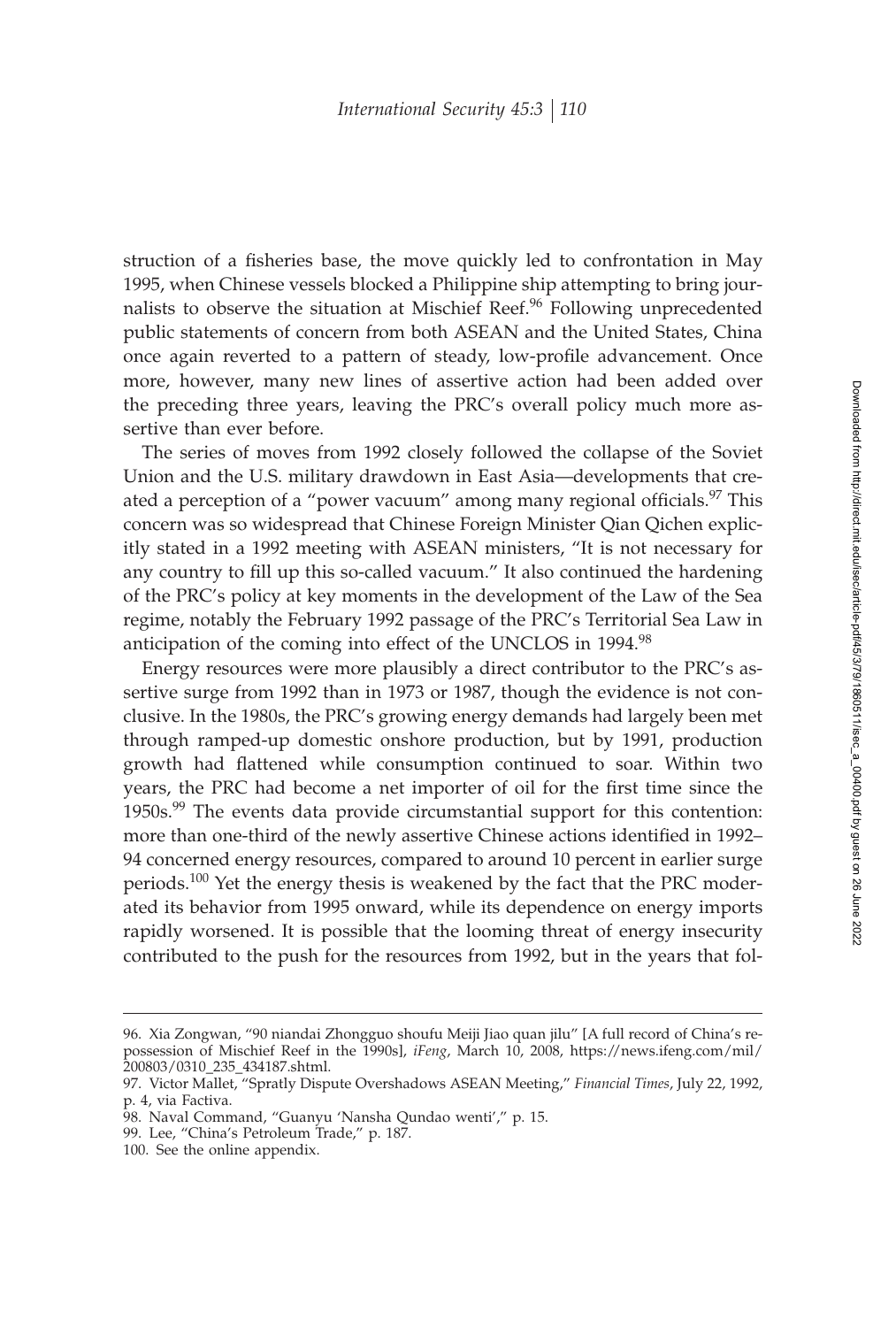struction of a fisheries base, the move quickly led to confrontation in May 1995, when Chinese vessels blocked a Philippine ship attempting to bring journalists to observe the situation at Mischief Reef.[96] Following unprecedented public statements of concern from both ASEAN and the United States, China once again reverted to a pattern of steady, low-profile advancement. Once more, however, many new lines of assertive action had been added over the preceding three years, leaving the PRC's overall policy much more assertive than ever before.

The series of moves from 1992 closely followed the collapse of the Soviet Union and the U.S. military drawdown in East Asia—developments that created a perception of a "power vacuum" among many regional officials.[97] This concern was so widespread that Chinese Foreign Minister Qian Qichen explicitly stated in a 1992 meeting with ASEAN ministers, "It is not necessary for any country to fill up this so-called vacuum." It also continued the hardening of the PRC's policy at key moments in the development of the Law of the Sea regime, notably the February 1992 passage of the PRC's Territorial Sea Law in anticipation of the coming into effect of the UNCLOS in 1994.[98]

Energy resources were more plausibly a direct contributor to the PRC's assertive surge from 1992 than in 1973 or 1987, though the evidence is not conclusive. In the 1980s, the PRC's growing energy demands had largely been met through ramped-up domestic onshore production, but by 1991, production growth had flattened while consumption continued to soar. Within two years, the PRC had become a net importer of oil for the first time since the 1950s.[99] The events data provide circumstantial support for this contention: more than one-third of the newly assertive Chinese actions identified in 1992–94 concerned energy resources, compared to around 10 percent in earlier surge periods.[100] Yet the energy thesis is weakened by the fact that the PRC moderated its behavior from 1995 onward, while its dependence on energy imports rapidly worsened. It is possible that the looming threat of energy insecurity contributed to the push for the resources from 1992, but in the years that fol-

96. Xia Zongwan, "90 niandai Zhongguo shoufu Meiji Jiao quan jilu" [A full record of China's repossession of Mischief Reef in the 1990s], *iFeng*, March 10, 2008, https://news.ifeng.com/mil/200803/0310_235_434187.shtml.

97. Victor Mallet, "Spratly Dispute Overshadows ASEAN Meeting," *Financial Times*, July 22, 1992, p. 4, via Factiva.

98. Naval Command, "Guanyu 'Nansha Qundao wenti'," p. 15.

99. Lee, "China's Petroleum Trade," p. 187.

100. See the online appendix.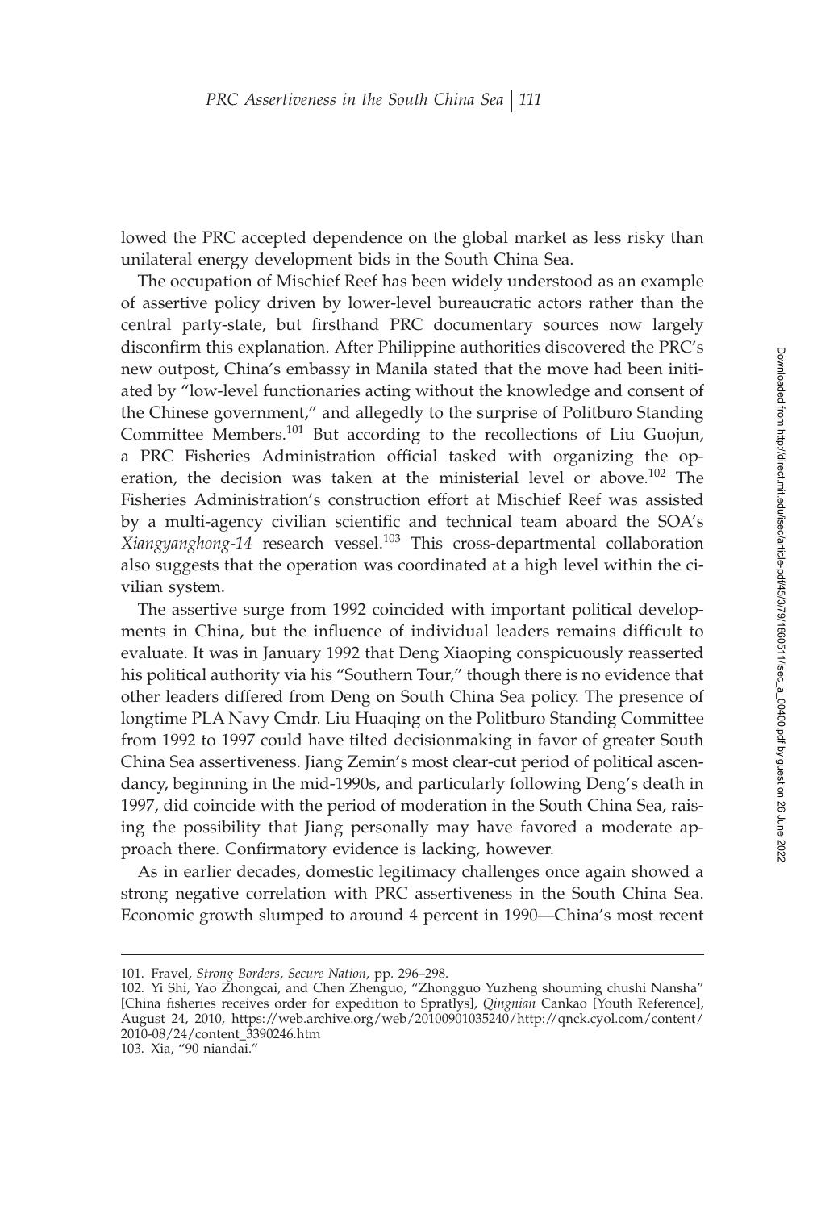lowed the PRC accepted dependence on the global market as less risky than unilateral energy development bids in the South China Sea.

The occupation of Mischief Reef has been widely understood as an example of assertive policy driven by lower-level bureaucratic actors rather than the central party-state, but firsthand PRC documentary sources now largely disconfirm this explanation. After Philippine authorities discovered the PRC's new outpost, China's embassy in Manila stated that the move had been initiated by "low-level functionaries acting without the knowledge and consent of the Chinese government," and allegedly to the surprise of Politburo Standing Committee Members.[101] But according to the recollections of Liu Guojun, a PRC Fisheries Administration official tasked with organizing the operation, the decision was taken at the ministerial level or above.[102] The Fisheries Administration's construction effort at Mischief Reef was assisted by a multi-agency civilian scientific and technical team aboard the SOA's *Xiangyanghong-14* research vessel.[103] This cross-departmental collaboration also suggests that the operation was coordinated at a high level within the civilian system.

The assertive surge from 1992 coincided with important political developments in China, but the influence of individual leaders remains difficult to evaluate. It was in January 1992 that Deng Xiaoping conspicuously reasserted his political authority via his "Southern Tour," though there is no evidence that other leaders differed from Deng on South China Sea policy. The presence of longtime PLA Navy Cmdr. Liu Huaqing on the Politburo Standing Committee from 1992 to 1997 could have tilted decisionmaking in favor of greater South China Sea assertiveness. Jiang Zemin's most clear-cut period of political ascendancy, beginning in the mid-1990s, and particularly following Deng's death in 1997, did coincide with the period of moderation in the South China Sea, raising the possibility that Jiang personally may have favored a moderate approach there. Confirmatory evidence is lacking, however.

As in earlier decades, domestic legitimacy challenges once again showed a strong negative correlation with PRC assertiveness in the South China Sea. Economic growth slumped to around 4 percent in 1990—China's most recent

101. Fravel, *Strong Borders, Secure Nation*, pp. 296–298.

102. Yi Shi, Yao Zhongcai, and Chen Zhenguo, "Zhongguo Yuzheng shouming chushi Nansha" [China fisheries receives order for expedition to Spratlys], *Qingnian* Cankao [Youth Reference], August 24, 2010, https://web.archive.org/web/20100901035240/http://qnck.cyol.com/content/2010-08/24/content_3390246.htm

103. Xia, "90 niandai."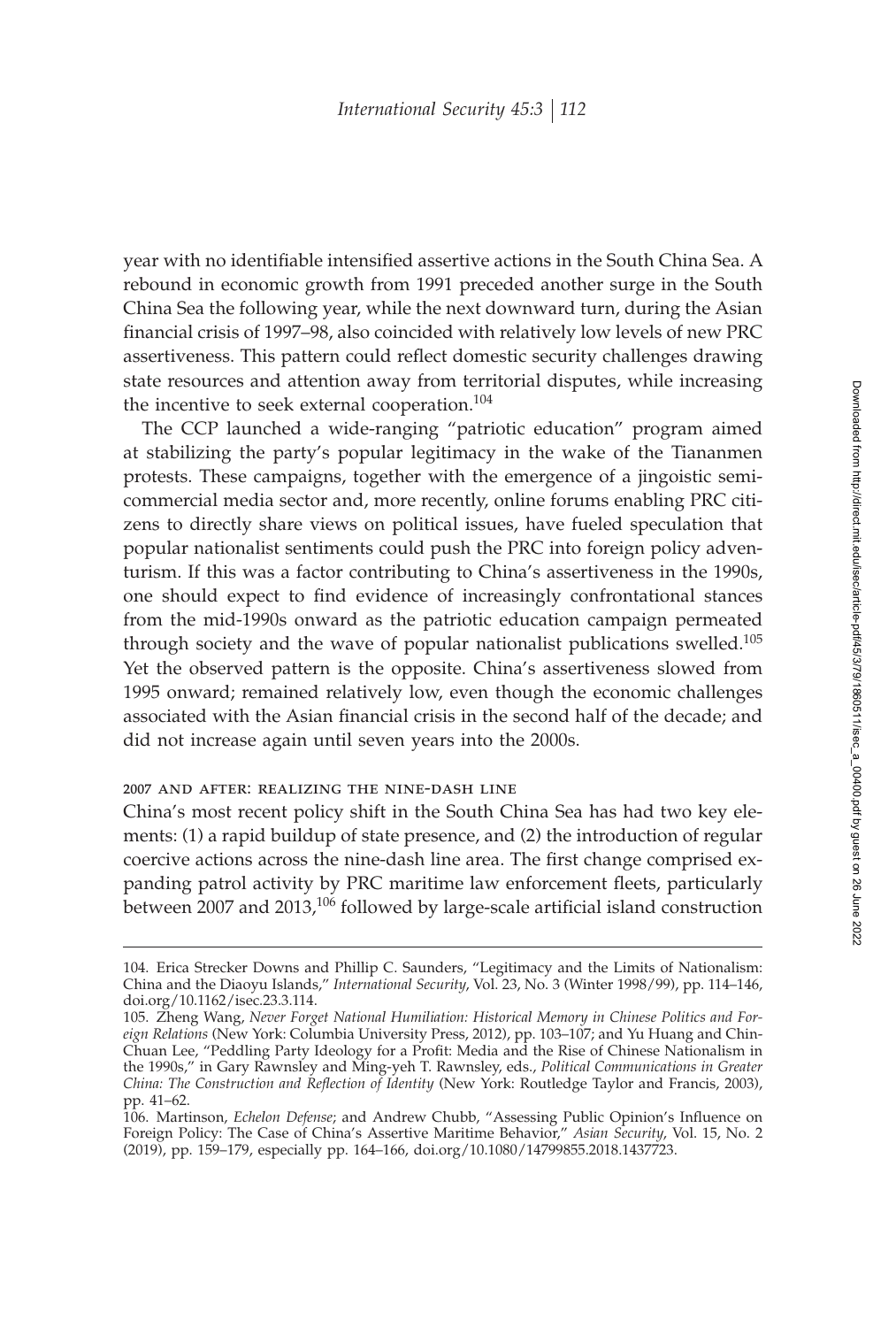year with no identifiable intensified assertive actions in the South China Sea. A rebound in economic growth from 1991 preceded another surge in the South China Sea the following year, while the next downward turn, during the Asian financial crisis of 1997–98, also coincided with relatively low levels of new PRC assertiveness. This pattern could reflect domestic security challenges drawing state resources and attention away from territorial disputes, while increasing the incentive to seek external cooperation.[104]

The CCP launched a wide-ranging "patriotic education" program aimed at stabilizing the party's popular legitimacy in the wake of the Tiananmen protests. These campaigns, together with the emergence of a jingoistic semi-commercial media sector and, more recently, online forums enabling PRC citizens to directly share views on political issues, have fueled speculation that popular nationalist sentiments could push the PRC into foreign policy adventurism. If this was a factor contributing to China's assertiveness in the 1990s, one should expect to find evidence of increasingly confrontational stances from the mid-1990s onward as the patriotic education campaign permeated through society and the wave of popular nationalist publications swelled.[105] Yet the observed pattern is the opposite. China's assertiveness slowed from 1995 onward; remained relatively low, even though the economic challenges associated with the Asian financial crisis in the second half of the decade; and did not increase again until seven years into the 2000s.

### 2007 and after: realizing the nine-dash line

China's most recent policy shift in the South China Sea has had two key elements: (1) a rapid buildup of state presence, and (2) the introduction of regular coercive actions across the nine-dash line area. The first change comprised expanding patrol activity by PRC maritime law enforcement fleets, particularly between 2007 and 2013,[106] followed by large-scale artificial island construction

---

104. Erica Strecker Downs and Phillip C. Saunders, "Legitimacy and the Limits of Nationalism: China and the Diaoyu Islands," *International Security*, Vol. 23, No. 3 (Winter 1998/99), pp. 114–146, doi.org/10.1162/isec.23.3.114.

105. Zheng Wang, *Never Forget National Humiliation: Historical Memory in Chinese Politics and Foreign Relations* (New York: Columbia University Press, 2012), pp. 103–107; and Yu Huang and Chin-Chuan Lee, "Peddling Party Ideology for a Profit: Media and the Rise of Chinese Nationalism in the 1990s," in Gary Rawnsley and Ming-yeh T. Rawnsley, eds., *Political Communications in Greater China: The Construction and Reflection of Identity* (New York: Routledge Taylor and Francis, 2003), pp. 41–62.

106. Martinson, *Echelon Defense*; and Andrew Chubb, "Assessing Public Opinion's Influence on Foreign Policy: The Case of China's Assertive Maritime Behavior," *Asian Security*, Vol. 15, No. 2 (2019), pp. 159–179, especially pp. 164–166, doi.org/10.1080/14799855.2018.1437723.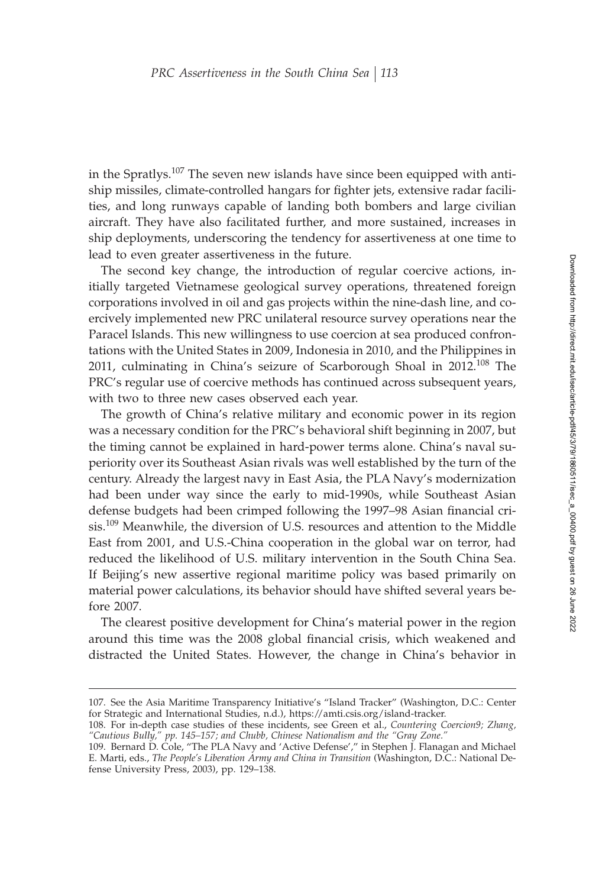in the Spratlys.[107] The seven new islands have since been equipped with anti-ship missiles, climate-controlled hangars for fighter jets, extensive radar facilities, and long runways capable of landing both bombers and large civilian aircraft. They have also facilitated further, and more sustained, increases in ship deployments, underscoring the tendency for assertiveness at one time to lead to even greater assertiveness in the future.

The second key change, the introduction of regular coercive actions, initially targeted Vietnamese geological survey operations, threatened foreign corporations involved in oil and gas projects within the nine-dash line, and coercively implemented new PRC unilateral resource survey operations near the Paracel Islands. This new willingness to use coercion at sea produced confrontations with the United States in 2009, Indonesia in 2010, and the Philippines in 2011, culminating in China's seizure of Scarborough Shoal in 2012.[108] The PRC's regular use of coercive methods has continued across subsequent years, with two to three new cases observed each year.

The growth of China's relative military and economic power in its region was a necessary condition for the PRC's behavioral shift beginning in 2007, but the timing cannot be explained in hard-power terms alone. China's naval superiority over its Southeast Asian rivals was well established by the turn of the century. Already the largest navy in East Asia, the PLA Navy's modernization had been under way since the early to mid-1990s, while Southeast Asian defense budgets had been crimped following the 1997–98 Asian financial crisis.[109] Meanwhile, the diversion of U.S. resources and attention to the Middle East from 2001, and U.S.-China cooperation in the global war on terror, had reduced the likelihood of U.S. military intervention in the South China Sea. If Beijing's new assertive regional maritime policy was based primarily on material power calculations, its behavior should have shifted several years before 2007.

The clearest positive development for China's material power in the region around this time was the 2008 global financial crisis, which weakened and distracted the United States. However, the change in China's behavior in

107. See the Asia Maritime Transparency Initiative's "Island Tracker" (Washington, D.C.: Center for Strategic and International Studies, n.d.), https://amti.csis.org/island-tracker.

108. For in-depth case studies of these incidents, see Green et al., *Countering Coercion9; Zhang, "Cautious Bully," pp. 145–157; and Chubb, Chinese Nationalism and the "Gray Zone."*

109. Bernard D. Cole, "The PLA Navy and 'Active Defense'," in Stephen J. Flanagan and Michael E. Marti, eds., *The People's Liberation Army and China in Transition* (Washington, D.C.: National Defense University Press, 2003), pp. 129–138.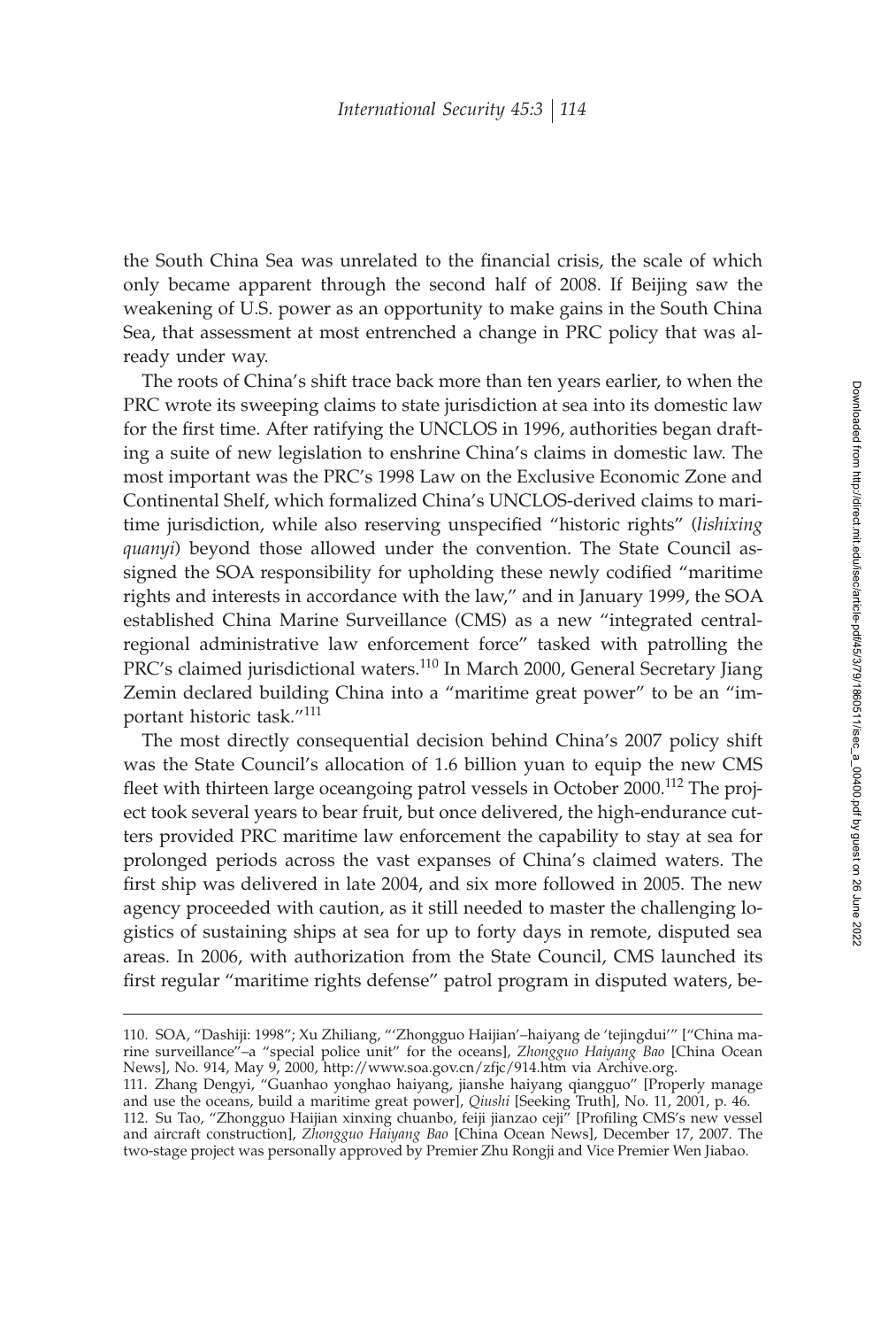the South China Sea was unrelated to the financial crisis, the scale of which only became apparent through the second half of 2008. If Beijing saw the weakening of U.S. power as an opportunity to make gains in the South China Sea, that assessment at most entrenched a change in PRC policy that was already under way.

The roots of China's shift trace back more than ten years earlier, to when the PRC wrote its sweeping claims to state jurisdiction at sea into its domestic law for the first time. After ratifying the UNCLOS in 1996, authorities began drafting a suite of new legislation to enshrine China's claims in domestic law. The most important was the PRC's 1998 Law on the Exclusive Economic Zone and Continental Shelf, which formalized China's UNCLOS-derived claims to maritime jurisdiction, while also reserving unspecified "historic rights" (*lishixing quanyi*) beyond those allowed under the convention. The State Council assigned the SOA responsibility for upholding these newly codified "maritime rights and interests in accordance with the law," and in January 1999, the SOA established China Marine Surveillance (CMS) as a new "integrated central-regional administrative law enforcement force" tasked with patrolling the PRC's claimed jurisdictional waters.[110] In March 2000, General Secretary Jiang Zemin declared building China into a "maritime great power" to be an "important historic task."[111]

The most directly consequential decision behind China's 2007 policy shift was the State Council's allocation of 1.6 billion yuan to equip the new CMS fleet with thirteen large oceangoing patrol vessels in October 2000.[112] The project took several years to bear fruit, but once delivered, the high-endurance cutters provided PRC maritime law enforcement the capability to stay at sea for prolonged periods across the vast expanses of China's claimed waters. The first ship was delivered in late 2004, and six more followed in 2005. The new agency proceeded with caution, as it still needed to master the challenging logistics of sustaining ships at sea for up to forty days in remote, disputed sea areas. In 2006, with authorization from the State Council, CMS launched its first regular "maritime rights defense" patrol program in disputed waters, be-

110. SOA, "Dashiji: 1998"; Xu Zhiliang, "'Zhongguo Haijian'–haiyang de 'tejingdui'" ["China marine surveillance"–a "special police unit" for the oceans], *Zhongguo Haiyang Bao* [China Ocean News], No. 914, May 9, 2000, http://www.soa.gov.cn/zfjc/914.htm via Archive.org.

111. Zhang Dengyi, "Guanhao yonghao haiyang, jianshe haiyang qiangguo" [Properly manage and use the oceans, build a maritime great power], *Qiushi* [Seeking Truth], No. 11, 2001, p. 46.

112. Su Tao, "Zhongguo Haijian xinxing chuanbo, feiji jianzao ceji" [Profiling CMS's new vessel and aircraft construction], *Zhongguo Haiyang Bao* [China Ocean News], December 17, 2007. The two-stage project was personally approved by Premier Zhu Rongji and Vice Premier Wen Jiabao.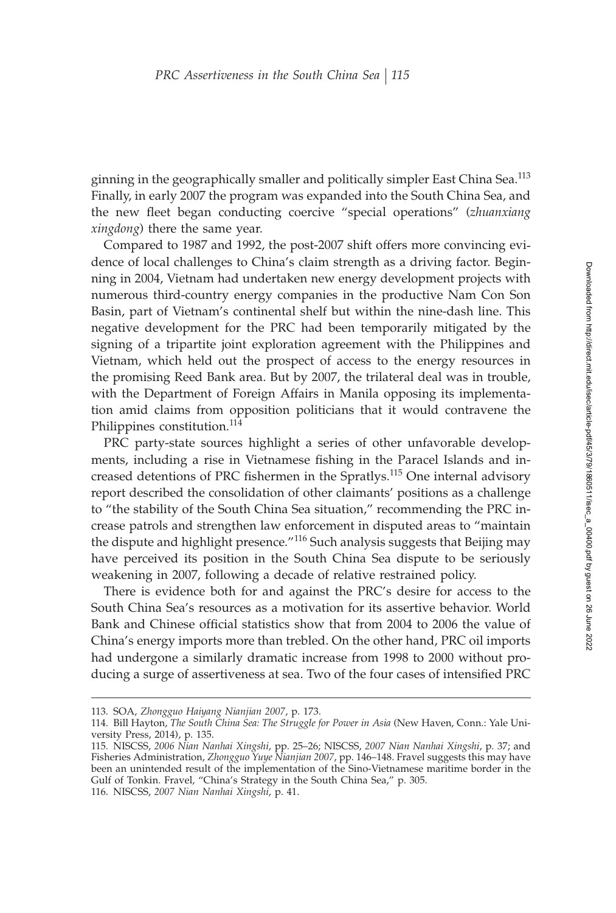ginning in the geographically smaller and politically simpler East China Sea.[113] Finally, in early 2007 the program was expanded into the South China Sea, and the new fleet began conducting coercive "special operations" (*zhuanxiang xingdong*) there the same year.

Compared to 1987 and 1992, the post-2007 shift offers more convincing evidence of local challenges to China's claim strength as a driving factor. Beginning in 2004, Vietnam had undertaken new energy development projects with numerous third-country energy companies in the productive Nam Con Son Basin, part of Vietnam's continental shelf but within the nine-dash line. This negative development for the PRC had been temporarily mitigated by the signing of a tripartite joint exploration agreement with the Philippines and Vietnam, which held out the prospect of access to the energy resources in the promising Reed Bank area. But by 2007, the trilateral deal was in trouble, with the Department of Foreign Affairs in Manila opposing its implementation amid claims from opposition politicians that it would contravene the Philippines constitution.[114]

PRC party-state sources highlight a series of other unfavorable developments, including a rise in Vietnamese fishing in the Paracel Islands and increased detentions of PRC fishermen in the Spratlys.[115] One internal advisory report described the consolidation of other claimants' positions as a challenge to "the stability of the South China Sea situation," recommending the PRC increase patrols and strengthen law enforcement in disputed areas to "maintain the dispute and highlight presence."[116] Such analysis suggests that Beijing may have perceived its position in the South China Sea dispute to be seriously weakening in 2007, following a decade of relative restrained policy.

There is evidence both for and against the PRC's desire for access to the South China Sea's resources as a motivation for its assertive behavior. World Bank and Chinese official statistics show that from 2004 to 2006 the value of China's energy imports more than trebled. On the other hand, PRC oil imports had undergone a similarly dramatic increase from 1998 to 2000 without producing a surge of assertiveness at sea. Two of the four cases of intensified PRC

---

113. SOA, *Zhongguo Haiyang Nianjian 2007*, p. 173.

114. Bill Hayton, *The South China Sea: The Struggle for Power in Asia* (New Haven, Conn.: Yale University Press, 2014), p. 135.

115. NISCSS, *2006 Nian Nanhai Xingshi*, pp. 25–26; NISCSS, *2007 Nian Nanhai Xingshi*, p. 37; and Fisheries Administration, *Zhongguo Yuye Nianjian 2007*, pp. 146–148. Fravel suggests this may have been an unintended result of the implementation of the Sino-Vietnamese maritime border in the Gulf of Tonkin. Fravel, "China's Strategy in the South China Sea," p. 305.

116. NISCSS, *2007 Nian Nanhai Xingshi*, p. 41.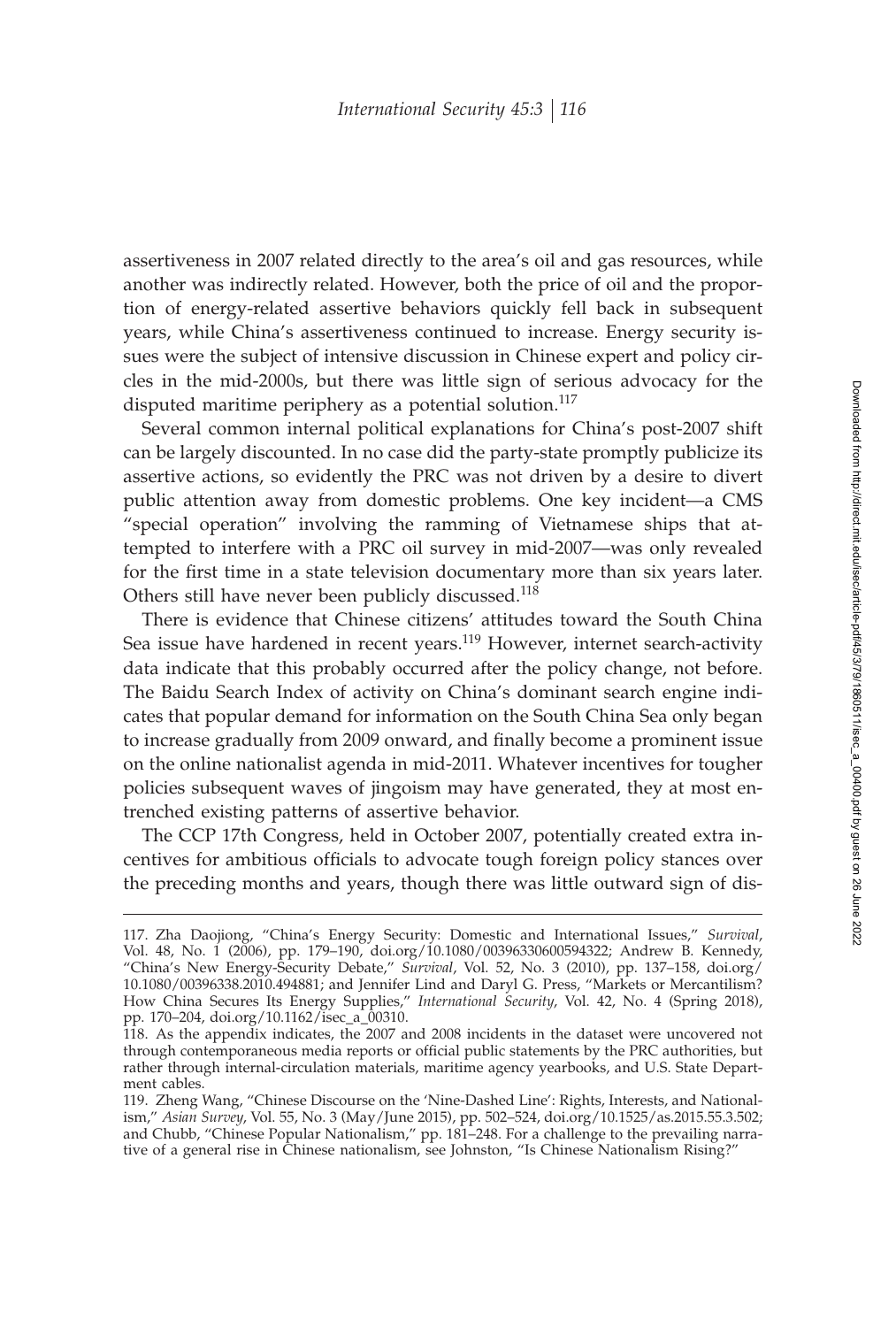assertiveness in 2007 related directly to the area's oil and gas resources, while another was indirectly related. However, both the price of oil and the proportion of energy-related assertive behaviors quickly fell back in subsequent years, while China's assertiveness continued to increase. Energy security issues were the subject of intensive discussion in Chinese expert and policy circles in the mid-2000s, but there was little sign of serious advocacy for the disputed maritime periphery as a potential solution.[117]

Several common internal political explanations for China's post-2007 shift can be largely discounted. In no case did the party-state promptly publicize its assertive actions, so evidently the PRC was not driven by a desire to divert public attention away from domestic problems. One key incident—a CMS "special operation" involving the ramming of Vietnamese ships that attempted to interfere with a PRC oil survey in mid-2007—was only revealed for the first time in a state television documentary more than six years later. Others still have never been publicly discussed.[118]

There is evidence that Chinese citizens' attitudes toward the South China Sea issue have hardened in recent years.[119] However, internet search-activity data indicate that this probably occurred after the policy change, not before. The Baidu Search Index of activity on China's dominant search engine indicates that popular demand for information on the South China Sea only began to increase gradually from 2009 onward, and finally become a prominent issue on the online nationalist agenda in mid-2011. Whatever incentives for tougher policies subsequent waves of jingoism may have generated, they at most entrenched existing patterns of assertive behavior.

The CCP 17th Congress, held in October 2007, potentially created extra incentives for ambitious officials to advocate tough foreign policy stances over the preceding months and years, though there was little outward sign of dis-

---

117. Zha Daojiong, "China's Energy Security: Domestic and International Issues," *Survival*, Vol. 48, No. 1 (2006), pp. 179–190, doi.org/10.1080/00396330600594322; Andrew B. Kennedy, "China's New Energy-Security Debate," *Survival*, Vol. 52, No. 3 (2010), pp. 137–158, doi.org/10.1080/00396338.2010.494881; and Jennifer Lind and Daryl G. Press, "Markets or Mercantilism? How China Secures Its Energy Supplies," *International Security*, Vol. 42, No. 4 (Spring 2018), pp. 170–204, doi.org/10.1162/isec_a_00310.

118. As the appendix indicates, the 2007 and 2008 incidents in the dataset were uncovered not through contemporaneous media reports or official public statements by the PRC authorities, but rather through internal-circulation materials, maritime agency yearbooks, and U.S. State Department cables.

119. Zheng Wang, "Chinese Discourse on the 'Nine-Dashed Line': Rights, Interests, and Nationalism," *Asian Survey*, Vol. 55, No. 3 (May/June 2015), pp. 502–524, doi.org/10.1525/as.2015.55.3.502; and Chubb, "Chinese Popular Nationalism," pp. 181–248. For a challenge to the prevailing narrative of a general rise in Chinese nationalism, see Johnston, "Is Chinese Nationalism Rising?"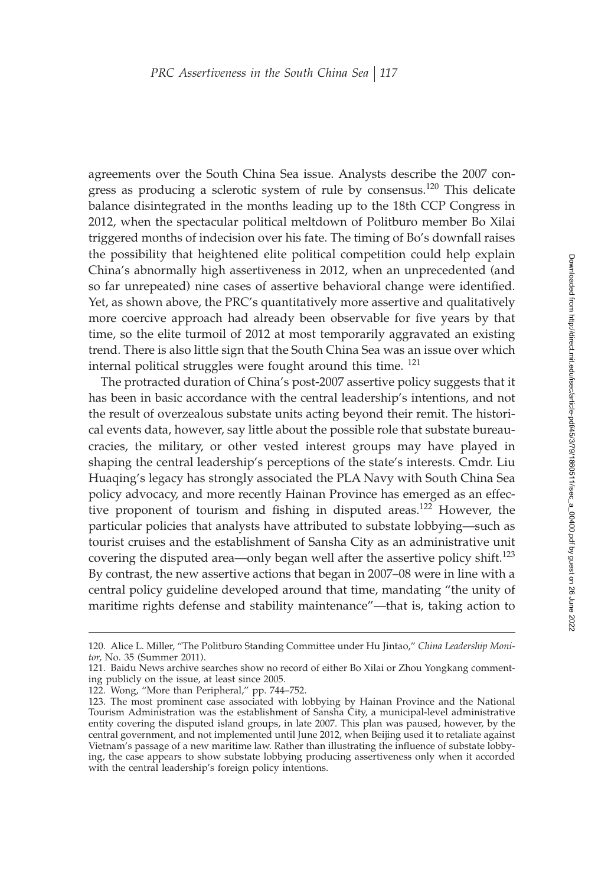agreements over the South China Sea issue. Analysts describe the 2007 congress as producing a sclerotic system of rule by consensus.[120] This delicate balance disintegrated in the months leading up to the 18th CCP Congress in 2012, when the spectacular political meltdown of Politburo member Bo Xilai triggered months of indecision over his fate. The timing of Bo's downfall raises the possibility that heightened elite political competition could help explain China's abnormally high assertiveness in 2012, when an unprecedented (and so far unrepeated) nine cases of assertive behavioral change were identified. Yet, as shown above, the PRC's quantitatively more assertive and qualitatively more coercive approach had already been observable for five years by that time, so the elite turmoil of 2012 at most temporarily aggravated an existing trend. There is also little sign that the South China Sea was an issue over which internal political struggles were fought around this time.[121]

The protracted duration of China's post-2007 assertive policy suggests that it has been in basic accordance with the central leadership's intentions, and not the result of overzealous substate units acting beyond their remit. The historical events data, however, say little about the possible role that substate bureaucracies, the military, or other vested interest groups may have played in shaping the central leadership's perceptions of the state's interests. Cmdr. Liu Huaqing's legacy has strongly associated the PLA Navy with South China Sea policy advocacy, and more recently Hainan Province has emerged as an effective proponent of tourism and fishing in disputed areas.[122] However, the particular policies that analysts have attributed to substate lobbying—such as tourist cruises and the establishment of Sansha City as an administrative unit covering the disputed area—only began well after the assertive policy shift.[123] By contrast, the new assertive actions that began in 2007–08 were in line with a central policy guideline developed around that time, mandating "the unity of maritime rights defense and stability maintenance"—that is, taking action to

---

120. Alice L. Miller, "The Politburo Standing Committee under Hu Jintao," *China Leadership Monitor*, No. 35 (Summer 2011).

121. Baidu News archive searches show no record of either Bo Xilai or Zhou Yongkang commenting publicly on the issue, at least since 2005.

122. Wong, "More than Peripheral," pp. 744–752.

123. The most prominent case associated with lobbying by Hainan Province and the National Tourism Administration was the establishment of Sansha City, a municipal-level administrative entity covering the disputed island groups, in late 2007. This plan was paused, however, by the central government, and not implemented until June 2012, when Beijing used it to retaliate against Vietnam's passage of a new maritime law. Rather than illustrating the influence of substate lobbying, the case appears to show substate lobbying producing assertiveness only when it accorded with the central leadership's foreign policy intentions.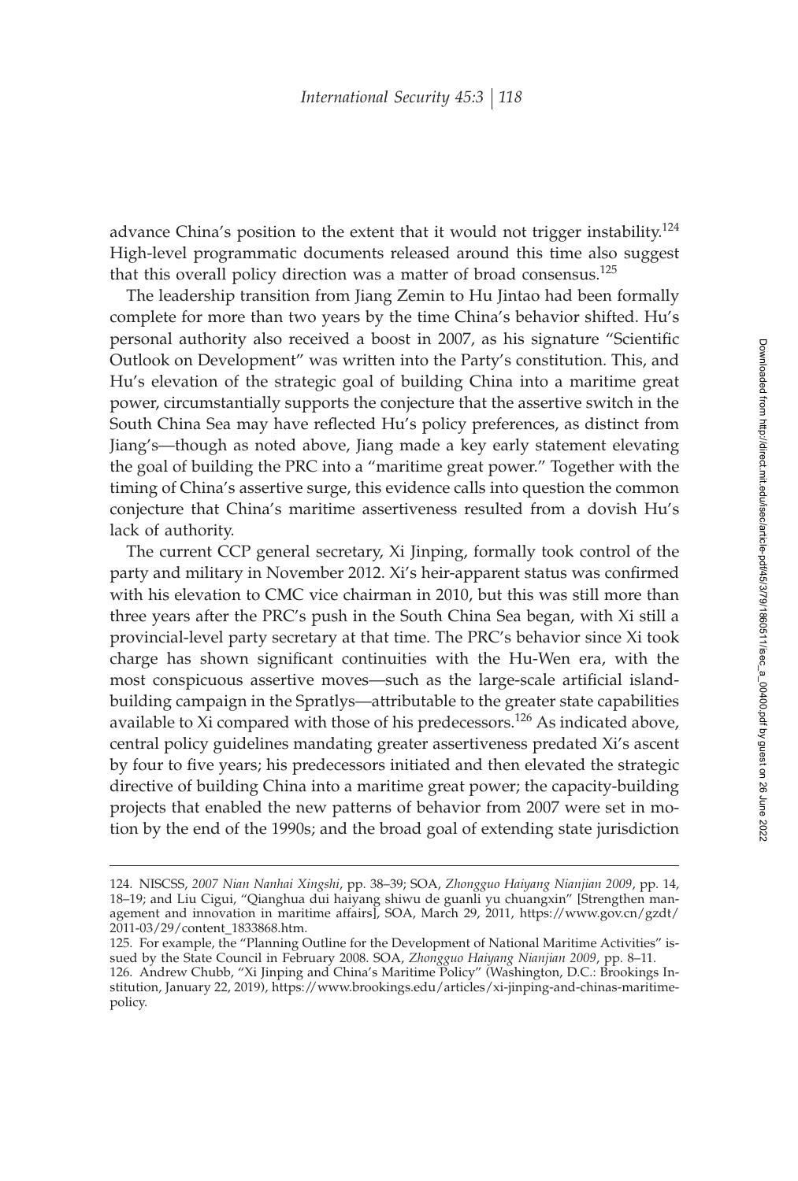advance China's position to the extent that it would not trigger instability.[124] High-level programmatic documents released around this time also suggest that this overall policy direction was a matter of broad consensus.[125]

The leadership transition from Jiang Zemin to Hu Jintao had been formally complete for more than two years by the time China's behavior shifted. Hu's personal authority also received a boost in 2007, as his signature "Scientific Outlook on Development" was written into the Party's constitution. This, and Hu's elevation of the strategic goal of building China into a maritime great power, circumstantially supports the conjecture that the assertive switch in the South China Sea may have reflected Hu's policy preferences, as distinct from Jiang's—though as noted above, Jiang made a key early statement elevating the goal of building the PRC into a "maritime great power." Together with the timing of China's assertive surge, this evidence calls into question the common conjecture that China's maritime assertiveness resulted from a dovish Hu's lack of authority.

The current CCP general secretary, Xi Jinping, formally took control of the party and military in November 2012. Xi's heir-apparent status was confirmed with his elevation to CMC vice chairman in 2010, but this was still more than three years after the PRC's push in the South China Sea began, with Xi still a provincial-level party secretary at that time. The PRC's behavior since Xi took charge has shown significant continuities with the Hu-Wen era, with the most conspicuous assertive moves—such as the large-scale artificial island-building campaign in the Spratlys—attributable to the greater state capabilities available to Xi compared with those of his predecessors.[126] As indicated above, central policy guidelines mandating greater assertiveness predated Xi's ascent by four to five years; his predecessors initiated and then elevated the strategic directive of building China into a maritime great power; the capacity-building projects that enabled the new patterns of behavior from 2007 were set in motion by the end of the 1990s; and the broad goal of extending state jurisdiction

---

124. NISCSS, *2007 Nian Nanhai Xingshi*, pp. 38–39; SOA, *Zhongguo Haiyang Nianjian 2009*, pp. 14, 18–19; and Liu Cigui, "Qianghua dui haiyang shiwu de guanli yu chuangxin" [Strengthen management and innovation in maritime affairs], SOA, March 29, 2011, https://www.gov.cn/gzdt/2011-03/29/content_1833868.htm.

125. For example, the "Planning Outline for the Development of National Maritime Activities" issued by the State Council in February 2008. SOA, *Zhongguo Haiyang Nianjian 2009*, pp. 8–11.

126. Andrew Chubb, "Xi Jinping and China's Maritime Policy" (Washington, D.C.: Brookings Institution, January 22, 2019), https://www.brookings.edu/articles/xi-jinping-and-chinas-maritime-policy.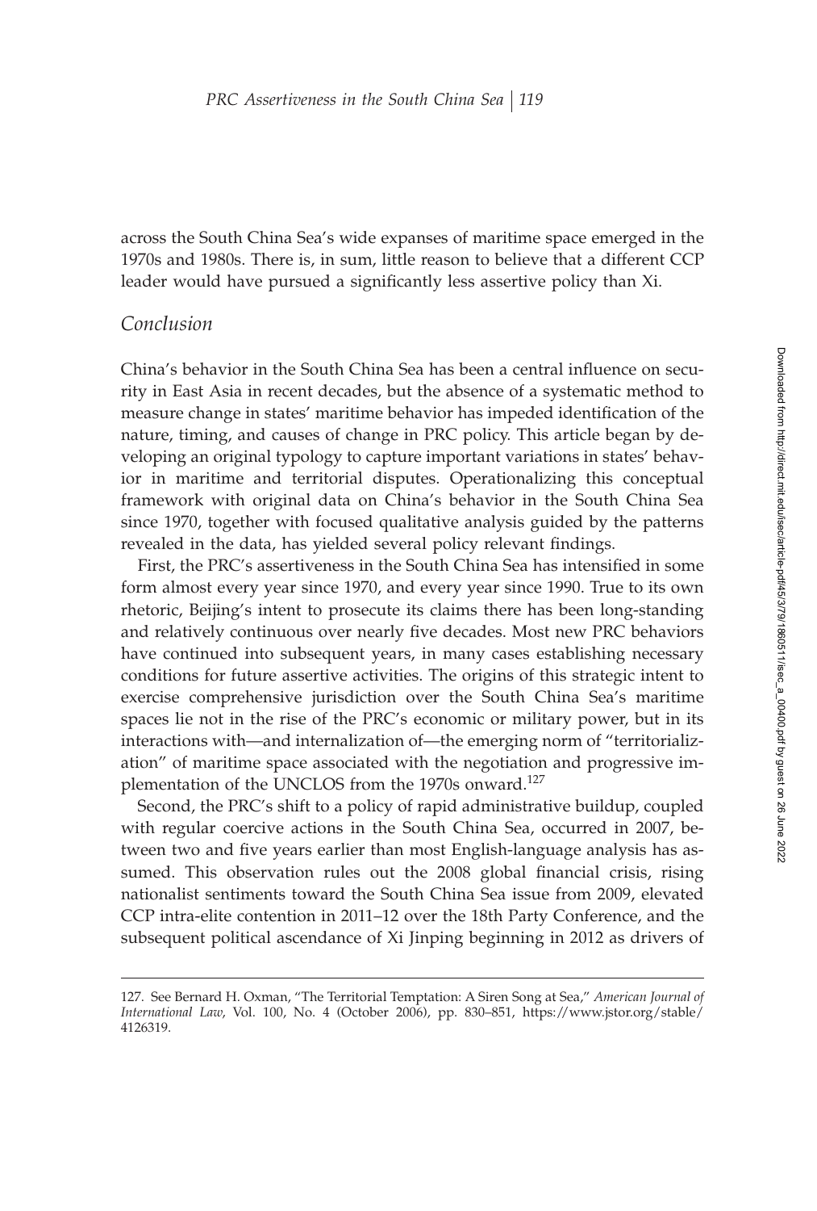across the South China Sea's wide expanses of maritime space emerged in the 1970s and 1980s. There is, in sum, little reason to believe that a different CCP leader would have pursued a significantly less assertive policy than Xi.

## *Conclusion*

China's behavior in the South China Sea has been a central influence on security in East Asia in recent decades, but the absence of a systematic method to measure change in states' maritime behavior has impeded identification of the nature, timing, and causes of change in PRC policy. This article began by developing an original typology to capture important variations in states' behavior in maritime and territorial disputes. Operationalizing this conceptual framework with original data on China's behavior in the South China Sea since 1970, together with focused qualitative analysis guided by the patterns revealed in the data, has yielded several policy relevant findings.

First, the PRC's assertiveness in the South China Sea has intensified in some form almost every year since 1970, and every year since 1990. True to its own rhetoric, Beijing's intent to prosecute its claims there has been long-standing and relatively continuous over nearly five decades. Most new PRC behaviors have continued into subsequent years, in many cases establishing necessary conditions for future assertive activities. The origins of this strategic intent to exercise comprehensive jurisdiction over the South China Sea's maritime spaces lie not in the rise of the PRC's economic or military power, but in its interactions with—and internalization of—the emerging norm of "territorialization" of maritime space associated with the negotiation and progressive implementation of the UNCLOS from the 1970s onward.[127]

Second, the PRC's shift to a policy of rapid administrative buildup, coupled with regular coercive actions in the South China Sea, occurred in 2007, between two and five years earlier than most English-language analysis has assumed. This observation rules out the 2008 global financial crisis, rising nationalist sentiments toward the South China Sea issue from 2009, elevated CCP intra-elite contention in 2011–12 over the 18th Party Conference, and the subsequent political ascendance of Xi Jinping beginning in 2012 as drivers of

---

127. See Bernard H. Oxman, "The Territorial Temptation: A Siren Song at Sea," *American Journal of International Law*, Vol. 100, No. 4 (October 2006), pp. 830–851, https://www.jstor.org/stable/4126319.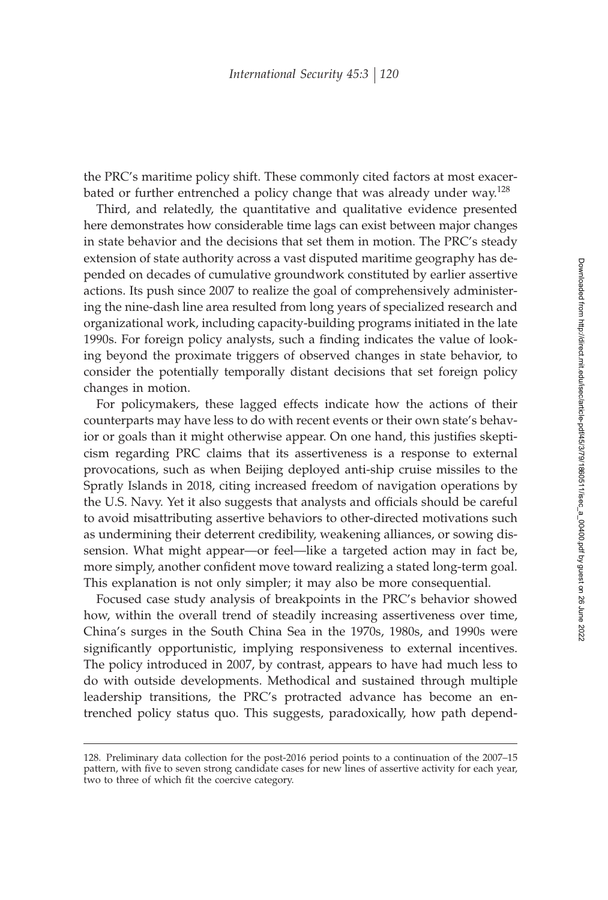the PRC's maritime policy shift. These commonly cited factors at most exacerbated or further entrenched a policy change that was already under way.[128]

Third, and relatedly, the quantitative and qualitative evidence presented here demonstrates how considerable time lags can exist between major changes in state behavior and the decisions that set them in motion. The PRC's steady extension of state authority across a vast disputed maritime geography has depended on decades of cumulative groundwork constituted by earlier assertive actions. Its push since 2007 to realize the goal of comprehensively administering the nine-dash line area resulted from long years of specialized research and organizational work, including capacity-building programs initiated in the late 1990s. For foreign policy analysts, such a finding indicates the value of looking beyond the proximate triggers of observed changes in state behavior, to consider the potentially temporally distant decisions that set foreign policy changes in motion.

For policymakers, these lagged effects indicate how the actions of their counterparts may have less to do with recent events or their own state's behavior or goals than it might otherwise appear. On one hand, this justifies skepticism regarding PRC claims that its assertiveness is a response to external provocations, such as when Beijing deployed anti-ship cruise missiles to the Spratly Islands in 2018, citing increased freedom of navigation operations by the U.S. Navy. Yet it also suggests that analysts and officials should be careful to avoid misattributing assertive behaviors to other-directed motivations such as undermining their deterrent credibility, weakening alliances, or sowing dissension. What might appear—or feel—like a targeted action may in fact be, more simply, another confident move toward realizing a stated long-term goal. This explanation is not only simpler; it may also be more consequential.

Focused case study analysis of breakpoints in the PRC's behavior showed how, within the overall trend of steadily increasing assertiveness over time, China's surges in the South China Sea in the 1970s, 1980s, and 1990s were significantly opportunistic, implying responsiveness to external incentives. The policy introduced in 2007, by contrast, appears to have had much less to do with outside developments. Methodical and sustained through multiple leadership transitions, the PRC's protracted advance has become an entrenched policy status quo. This suggests, paradoxically, how path depend-

128. Preliminary data collection for the post-2016 period points to a continuation of the 2007–15 pattern, with five to seven strong candidate cases for new lines of assertive activity for each year, two to three of which fit the coercive category.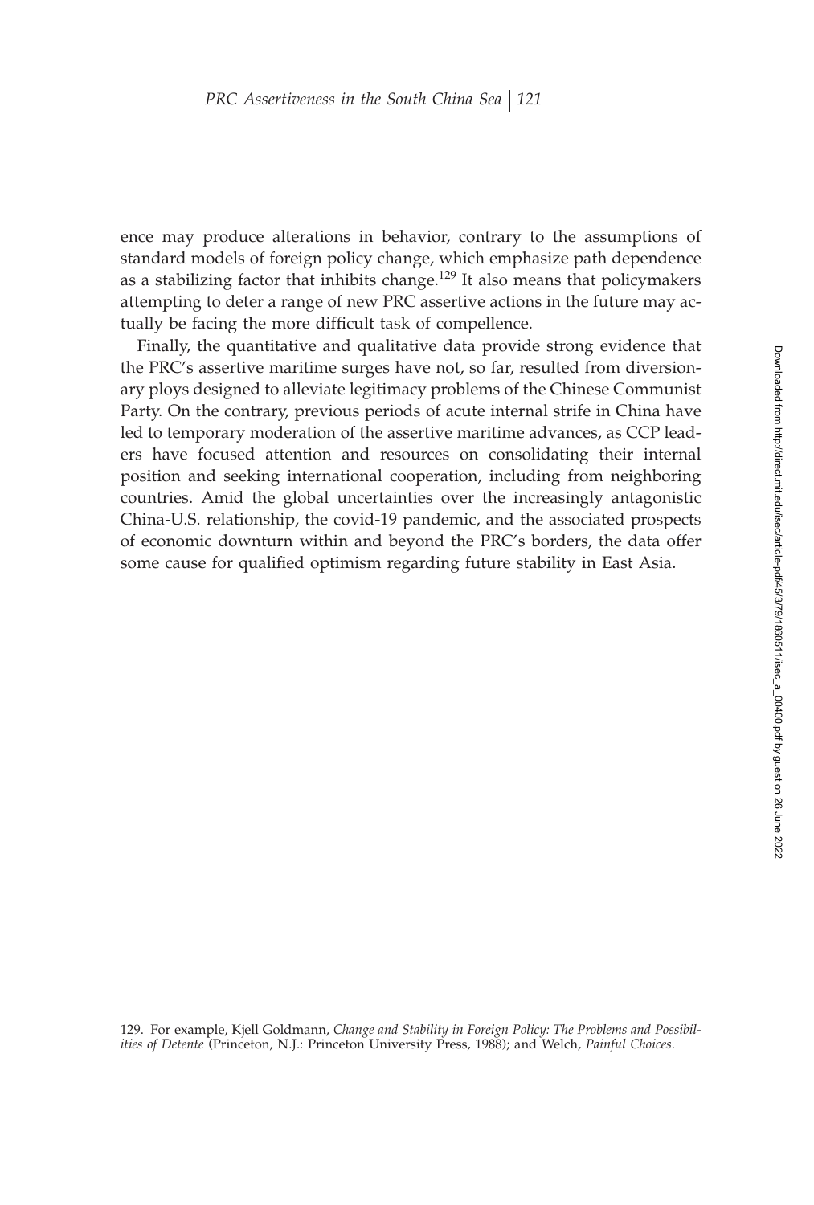ence may produce alterations in behavior, contrary to the assumptions of standard models of foreign policy change, which emphasize path dependence as a stabilizing factor that inhibits change.[129] It also means that policymakers attempting to deter a range of new PRC assertive actions in the future may actually be facing the more difficult task of compellence.

Finally, the quantitative and qualitative data provide strong evidence that the PRC's assertive maritime surges have not, so far, resulted from diversionary ploys designed to alleviate legitimacy problems of the Chinese Communist Party. On the contrary, previous periods of acute internal strife in China have led to temporary moderation of the assertive maritime advances, as CCP leaders have focused attention and resources on consolidating their internal position and seeking international cooperation, including from neighboring countries. Amid the global uncertainties over the increasingly antagonistic China-U.S. relationship, the covid-19 pandemic, and the associated prospects of economic downturn within and beyond the PRC's borders, the data offer some cause for qualified optimism regarding future stability in East Asia.

129. For example, Kjell Goldmann, *Change and Stability in Foreign Policy: The Problems and Possibilities of Detente* (Princeton, N.J.: Princeton University Press, 1988); and Welch, *Painful Choices*.